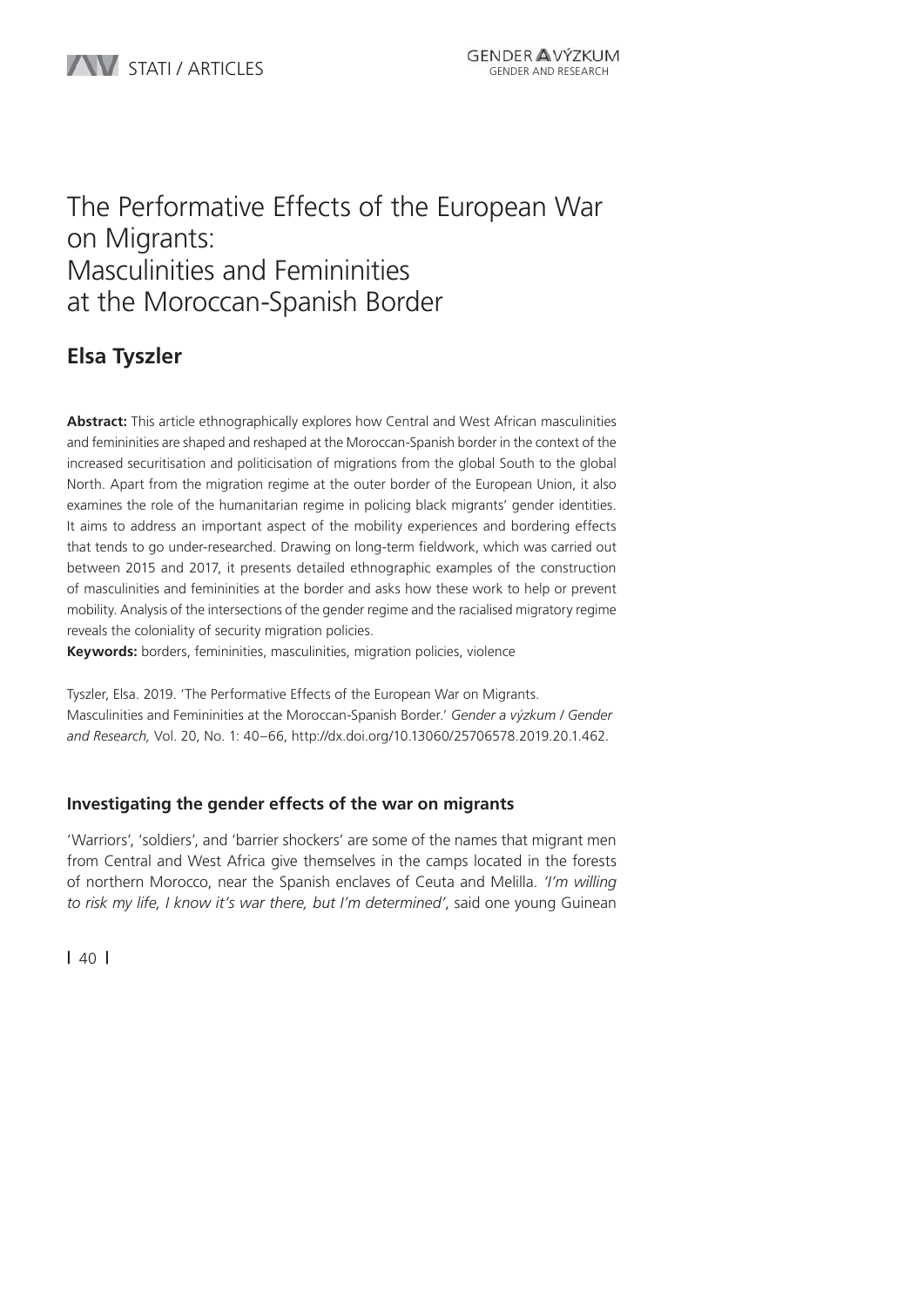# The Performative Effects of the European War on Migrants: Masculinities and Femininities at the Moroccan-Spanish Border

## Elsa Tyszler

**Abstract:** This article ethnographically explores how Central and West African masculinities and femininities are shaped and reshaped at the Moroccan-Spanish border in the context of the increased securitisation and politicisation of migrations from the global South to the global North. Apart from the migration regime at the outer border of the European Union, it also examines the role of the humanitarian regime in policing black migrants' gender identities. It aims to address an important aspect of the mobility experiences and bordering effects that tends to go under-researched. Drawing on long-term fieldwork, which was carried out between 2015 and 2017, it presents detailed ethnographic examples of the construction of masculinities and femininities at the border and asks how these work to help or prevent mobility. Analysis of the intersections of the gender regime and the racialised migratory regime reveals the coloniality of security migration policies.

**Keywords:** borders, femininities, masculinities, migration policies, violence

Tyszler, Elsa. 2019. 'The Performative Effects of the European War on Migrants. Masculinities and Femininities at the Moroccan-Spanish Border.' *Gender a výzkum / Gender and Research,* Vol. 20, No. 1: 40–66, http://dx.doi.org/10.13060/25706578.2019.20.1.462.

### Investigating the gender effects of the war on migrants

'Warriors', 'soldiers', and 'barrier shockers' are some of the names that migrant men from Central and West Africa give themselves in the camps located in the forests of northern Morocco, near the Spanish enclaves of Ceuta and Melilla. *'I'm willing to risk my life, I know it's war there, but I'm determined'*, said one young Guinean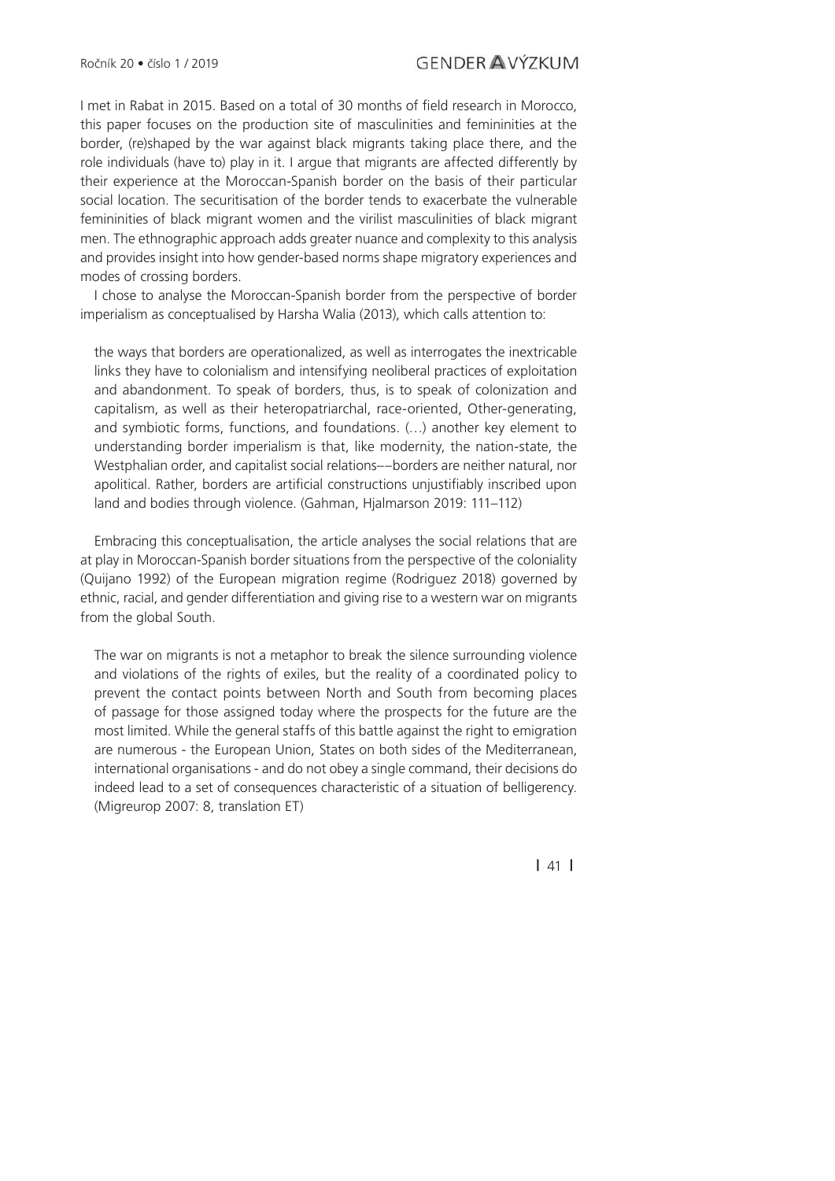I met in Rabat in 2015. Based on a total of 30 months of field research in Morocco, this paper focuses on the production site of masculinities and femininities at the border, (re)shaped by the war against black migrants taking place there, and the role individuals (have to) play in it. I argue that migrants are affected differently by their experience at the Moroccan-Spanish border on the basis of their particular social location. The securitisation of the border tends to exacerbate the vulnerable femininities of black migrant women and the virilist masculinities of black migrant men. The ethnographic approach adds greater nuance and complexity to this analysis and provides insight into how gender-based norms shape migratory experiences and modes of crossing borders.

I chose to analyse the Moroccan-Spanish border from the perspective of border imperialism as conceptualised by Harsha Walia (2013), which calls attention to:

> the ways that borders are operationalized, as well as interrogates the inextricable links they have to colonialism and intensifying neoliberal practices of exploitation and abandonment. To speak of borders, thus, is to speak of colonization and capitalism, as well as their heteropatriarchal, race-oriented, Other-generating, and symbiotic forms, functions, and foundations. (…) another key element to understanding border imperialism is that, like modernity, the nation-state, the Westphalian order, and capitalist social relations––borders are neither natural, nor apolitical. Rather, borders are artificial constructions unjustifiably inscribed upon land and bodies through violence. (Gahman, Hjalmarson 2019: 111–112)

Embracing this conceptualisation, the article analyses the social relations that are at play in Moroccan-Spanish border situations from the perspective of the coloniality (Quijano 1992) of the European migration regime (Rodriguez 2018) governed by ethnic, racial, and gender differentiation and giving rise to a western war on migrants from the global South.

> The war on migrants is not a metaphor to break the silence surrounding violence and violations of the rights of exiles, but the reality of a coordinated policy to prevent the contact points between North and South from becoming places of passage for those assigned today where the prospects for the future are the most limited. While the general staffs of this battle against the right to emigration are numerous - the European Union, States on both sides of the Mediterranean, international organisations - and do not obey a single command, their decisions do indeed lead to a set of consequences characteristic of a situation of belligerency. (Migreurop 2007: 8, translation ET)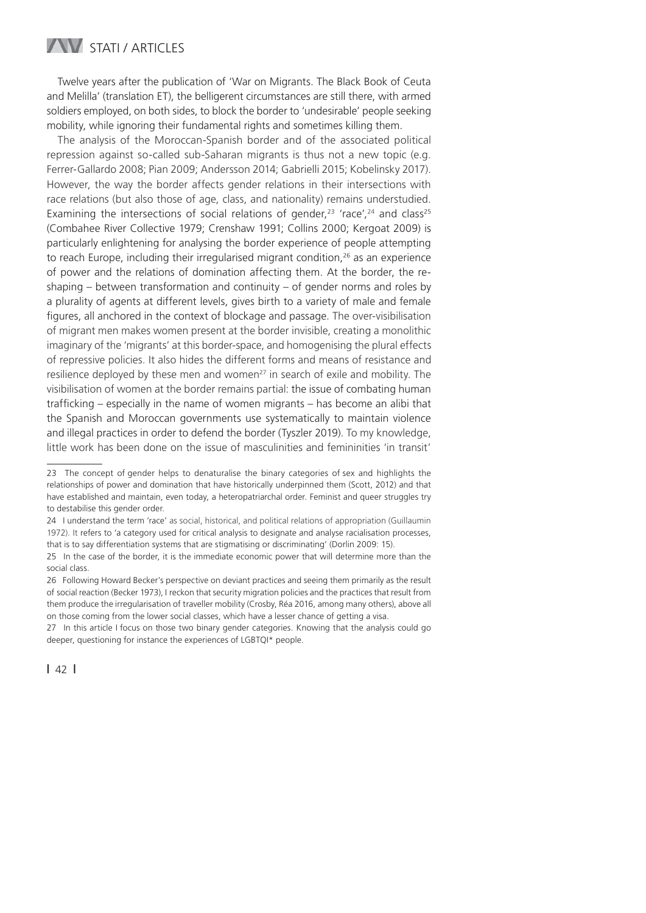Twelve years after the publication of 'War on Migrants. The Black Book of Ceuta and Melilla' (translation ET), the belligerent circumstances are still there, with armed soldiers employed, on both sides, to block the border to 'undesirable' people seeking mobility, while ignoring their fundamental rights and sometimes killing them.

The analysis of the Moroccan-Spanish border and of the associated political repression against so-called sub-Saharan migrants is thus not a new topic (e.g. Ferrer-Gallardo 2008; Pian 2009; Andersson 2014; Gabrielli 2015; Kobelinsky 2017). However, the way the border affects gender relations in their intersections with race relations (but also those of age, class, and nationality) remains understudied. Examining the intersections of social relations of gender,[23] 'race',[24] and class[25] (Combahee River Collective 1979; Crenshaw 1991; Collins 2000; Kergoat 2009) is particularly enlightening for analysing the border experience of people attempting to reach Europe, including their irregularised migrant condition,[26] as an experience of power and the relations of domination affecting them. At the border, the re-shaping – between transformation and continuity – of gender norms and roles by a plurality of agents at different levels, gives birth to a variety of male and female figures, all anchored in the context of blockage and passage. The over-visibilisation of migrant men makes women present at the border invisible, creating a monolithic imaginary of the 'migrants' at this border-space, and homogenising the plural effects of repressive policies. It also hides the different forms and means of resistance and resilience deployed by these men and women[27] in search of exile and mobility. The visibilisation of women at the border remains partial: the issue of combating human trafficking – especially in the name of women migrants – has become an alibi that the Spanish and Moroccan governments use systematically to maintain violence and illegal practices in order to defend the border (Tyszler 2019). To my knowledge, little work has been done on the issue of masculinities and femininities 'in transit'

---

23 The concept of gender helps to denaturalise the binary categories of sex and highlights the relationships of power and domination that have historically underpinned them (Scott, 2012) and that have established and maintain, even today, a heteropatriarchal order. Feminist and queer struggles try to destabilise this gender order.

24 I understand the term 'race' as social, historical, and political relations of appropriation (Guillaumin 1972). It refers to 'a category used for critical analysis to designate and analyse racialisation processes, that is to say differentiation systems that are stigmatising or discriminating' (Dorlin 2009: 15).

25 In the case of the border, it is the immediate economic power that will determine more than the social class.

26 Following Howard Becker's perspective on deviant practices and seeing them primarily as the result of social reaction (Becker 1973), I reckon that security migration policies and the practices that result from them produce the irregularisation of traveller mobility (Crosby, Réa 2016, among many others), above all on those coming from the lower social classes, which have a lesser chance of getting a visa.

27 In this article I focus on those two binary gender categories. Knowing that the analysis could go deeper, questioning for instance the experiences of LGBTQI* people.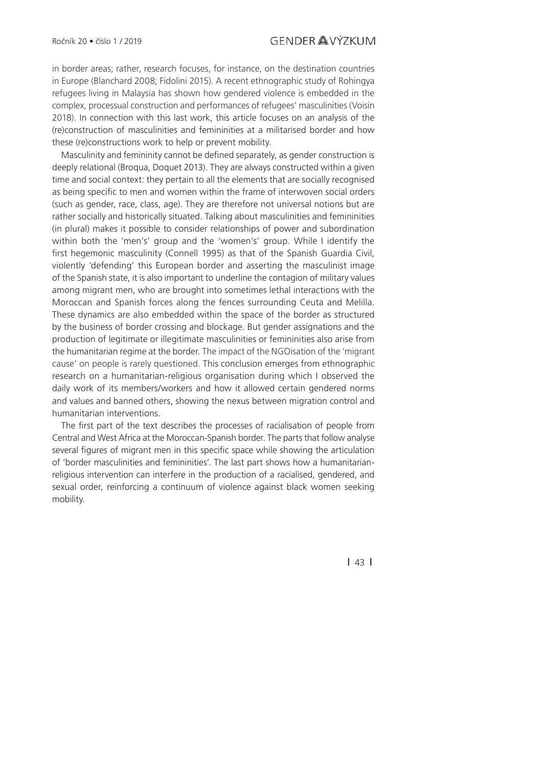in border areas; rather, research focuses, for instance, on the destination countries in Europe (Blanchard 2008; Fidolini 2015). A recent ethnographic study of Rohingya refugees living in Malaysia has shown how gendered violence is embedded in the complex, processual construction and performances of refugees' masculinities (Voisin 2018). In connection with this last work, this article focuses on an analysis of the (re)construction of masculinities and femininities at a militarised border and how these (re)constructions work to help or prevent mobility.

Masculinity and femininity cannot be defined separately, as gender construction is deeply relational (Broqua, Doquet 2013). They are always constructed within a given time and social context: they pertain to all the elements that are socially recognised as being specific to men and women within the frame of interwoven social orders (such as gender, race, class, age). They are therefore not universal notions but are rather socially and historically situated. Talking about masculinities and femininities (in plural) makes it possible to consider relationships of power and subordination within both the 'men's' group and the 'women's' group. While I identify the first hegemonic masculinity (Connell 1995) as that of the Spanish Guardia Civil, violently 'defending' this European border and asserting the masculinist image of the Spanish state, it is also important to underline the contagion of military values among migrant men, who are brought into sometimes lethal interactions with the Moroccan and Spanish forces along the fences surrounding Ceuta and Melilla. These dynamics are also embedded within the space of the border as structured by the business of border crossing and blockage. But gender assignations and the production of legitimate or illegitimate masculinities or femininities also arise from the humanitarian regime at the border. The impact of the NGOisation of the 'migrant cause' on people is rarely questioned. This conclusion emerges from ethnographic research on a humanitarian-religious organisation during which I observed the daily work of its members/workers and how it allowed certain gendered norms and values and banned others, showing the nexus between migration control and humanitarian interventions.

The first part of the text describes the processes of racialisation of people from Central and West Africa at the Moroccan-Spanish border. The parts that follow analyse several figures of migrant men in this specific space while showing the articulation of 'border masculinities and femininities'. The last part shows how a humanitarian-religious intervention can interfere in the production of a racialised, gendered, and sexual order, reinforcing a continuum of violence against black women seeking mobility.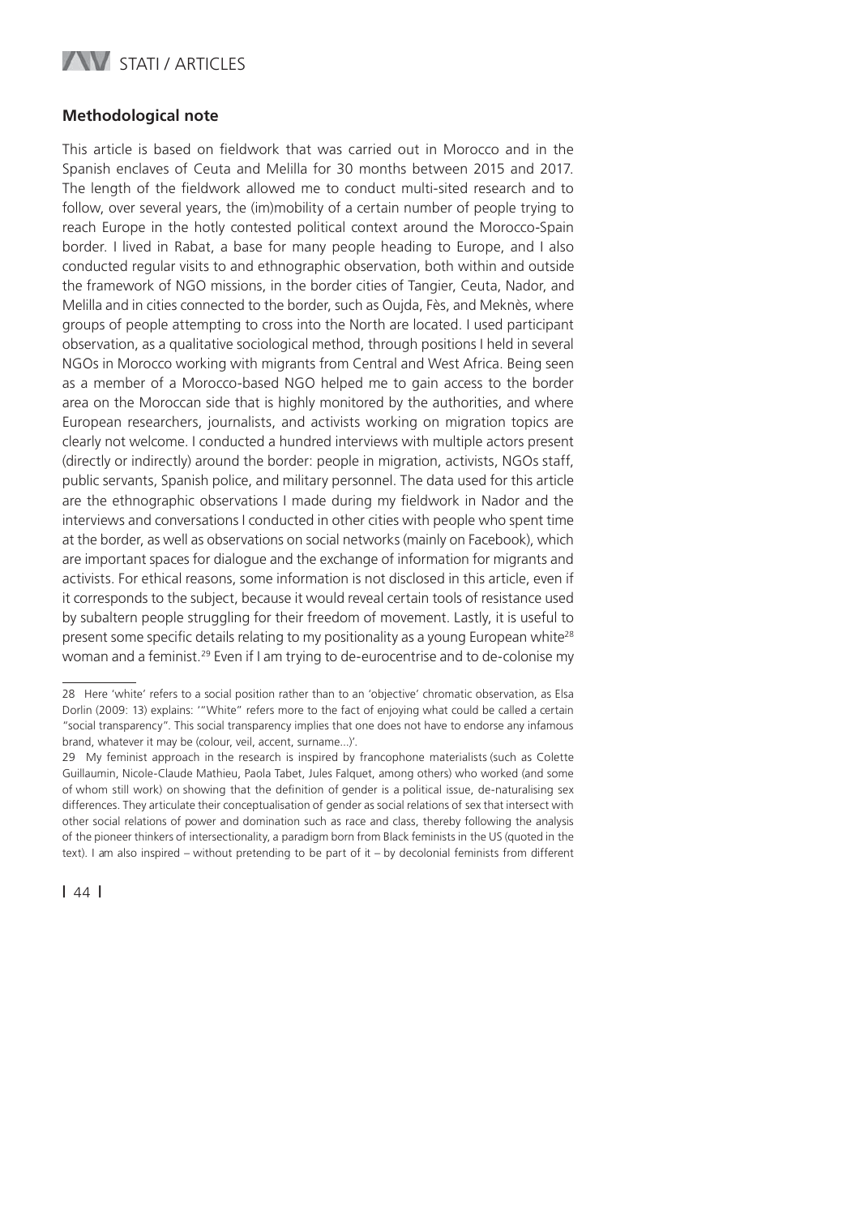## Methodological note

This article is based on fieldwork that was carried out in Morocco and in the Spanish enclaves of Ceuta and Melilla for 30 months between 2015 and 2017. The length of the fieldwork allowed me to conduct multi-sited research and to follow, over several years, the (im)mobility of a certain number of people trying to reach Europe in the hotly contested political context around the Morocco-Spain border. I lived in Rabat, a base for many people heading to Europe, and I also conducted regular visits to and ethnographic observation, both within and outside the framework of NGO missions, in the border cities of Tangier, Ceuta, Nador, and Melilla and in cities connected to the border, such as Oujda, Fès, and Meknès, where groups of people attempting to cross into the North are located. I used participant observation, as a qualitative sociological method, through positions I held in several NGOs in Morocco working with migrants from Central and West Africa. Being seen as a member of a Morocco-based NGO helped me to gain access to the border area on the Moroccan side that is highly monitored by the authorities, and where European researchers, journalists, and activists working on migration topics are clearly not welcome. I conducted a hundred interviews with multiple actors present (directly or indirectly) around the border: people in migration, activists, NGOs staff, public servants, Spanish police, and military personnel. The data used for this article are the ethnographic observations I made during my fieldwork in Nador and the interviews and conversations I conducted in other cities with people who spent time at the border, as well as observations on social networks (mainly on Facebook), which are important spaces for dialogue and the exchange of information for migrants and activists. For ethical reasons, some information is not disclosed in this article, even if it corresponds to the subject, because it would reveal certain tools of resistance used by subaltern people struggling for their freedom of movement. Lastly, it is useful to present some specific details relating to my positionality as a young European white[28] woman and a feminist.[29] Even if I am trying to de-eurocentrise and to de-colonise my

---

28 Here 'white' refers to a social position rather than to an 'objective' chromatic observation, as Elsa Dorlin (2009: 13) explains: '"White" refers more to the fact of enjoying what could be called a certain "social transparency". This social transparency implies that one does not have to endorse any infamous brand, whatever it may be (colour, veil, accent, surname...)'.

29 My feminist approach in the research is inspired by francophone materialists (such as Colette Guillaumin, Nicole-Claude Mathieu, Paola Tabet, Jules Falquet, among others) who worked (and some of whom still work) on showing that the definition of gender is a political issue, de-naturalising sex differences. They articulate their conceptualisation of gender as social relations of sex that intersect with other social relations of power and domination such as race and class, thereby following the analysis of the pioneer thinkers of intersectionality, a paradigm born from Black feminists in the US (quoted in the text). I am also inspired – without pretending to be part of it – by decolonial feminists from different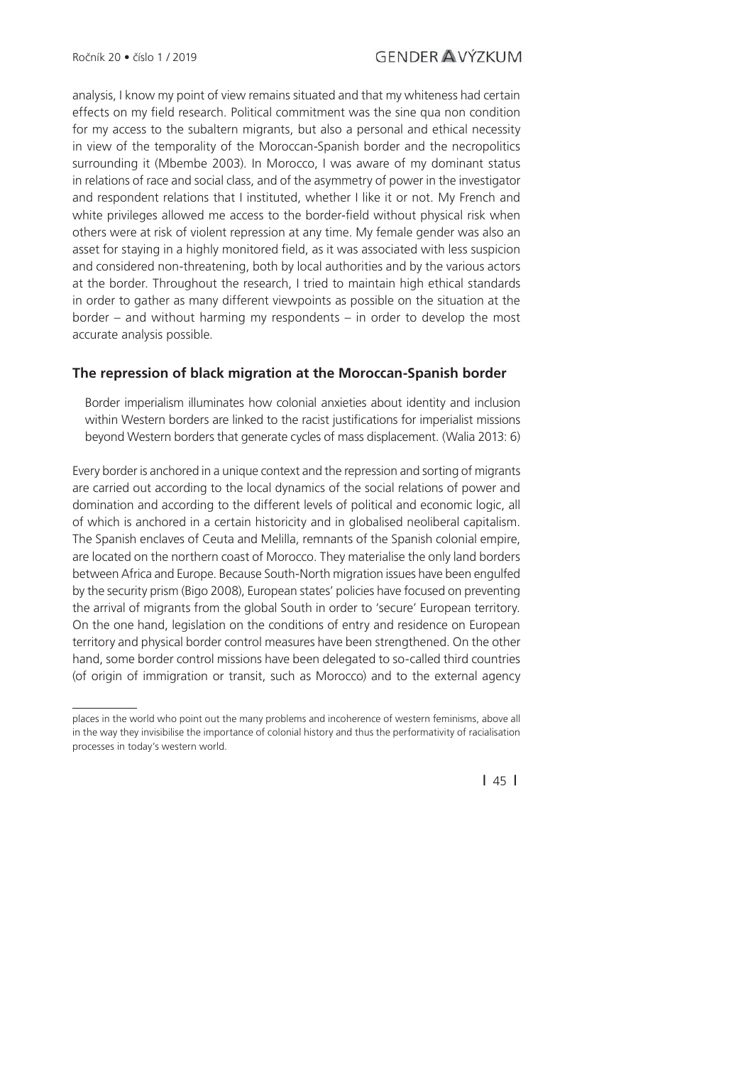analysis, I know my point of view remains situated and that my whiteness had certain effects on my field research. Political commitment was the sine qua non condition for my access to the subaltern migrants, but also a personal and ethical necessity in view of the temporality of the Moroccan-Spanish border and the necropolitics surrounding it (Mbembe 2003). In Morocco, I was aware of my dominant status in relations of race and social class, and of the asymmetry of power in the investigator and respondent relations that I instituted, whether I like it or not. My French and white privileges allowed me access to the border-field without physical risk when others were at risk of violent repression at any time. My female gender was also an asset for staying in a highly monitored field, as it was associated with less suspicion and considered non-threatening, both by local authorities and by the various actors at the border. Throughout the research, I tried to maintain high ethical standards in order to gather as many different viewpoints as possible on the situation at the border – and without harming my respondents – in order to develop the most accurate analysis possible.

## The repression of black migration at the Moroccan-Spanish border

> Border imperialism illuminates how colonial anxieties about identity and inclusion within Western borders are linked to the racist justifications for imperialist missions beyond Western borders that generate cycles of mass displacement. (Walia 2013: 6)

Every border is anchored in a unique context and the repression and sorting of migrants are carried out according to the local dynamics of the social relations of power and domination and according to the different levels of political and economic logic, all of which is anchored in a certain historicity and in globalised neoliberal capitalism. The Spanish enclaves of Ceuta and Melilla, remnants of the Spanish colonial empire, are located on the northern coast of Morocco. They materialise the only land borders between Africa and Europe. Because South-North migration issues have been engulfed by the security prism (Bigo 2008), European states' policies have focused on preventing the arrival of migrants from the global South in order to 'secure' European territory. On the one hand, legislation on the conditions of entry and residence on European territory and physical border control measures have been strengthened. On the other hand, some border control missions have been delegated to so-called third countries (of origin of immigration or transit, such as Morocco) and to the external agency

places in the world who point out the many problems and incoherence of western feminisms, above all in the way they invisibilise the importance of colonial history and thus the performativity of racialisation processes in today's western world.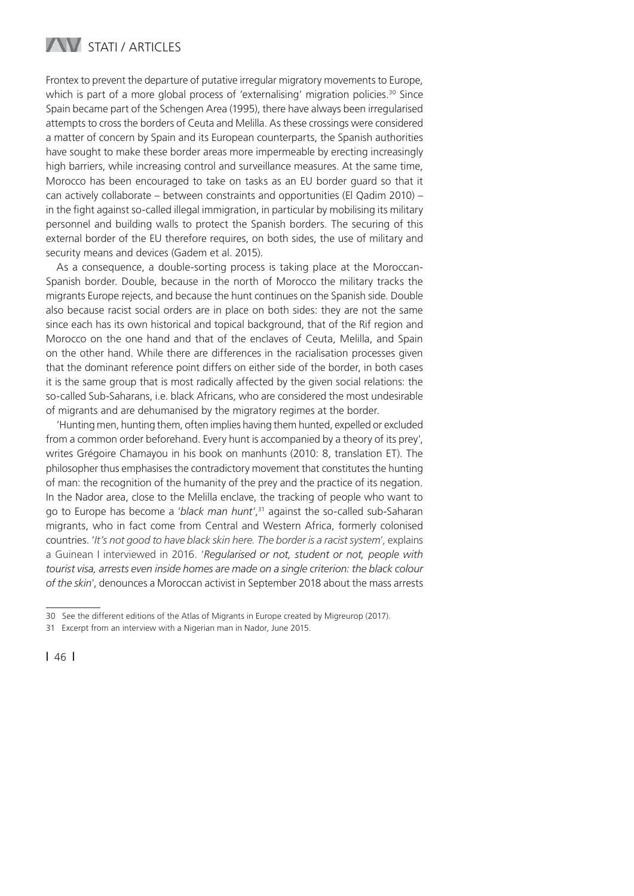Frontex to prevent the departure of putative irregular migratory movements to Europe, which is part of a more global process of 'externalising' migration policies.[30] Since Spain became part of the Schengen Area (1995), there have always been irregularised attempts to cross the borders of Ceuta and Melilla. As these crossings were considered a matter of concern by Spain and its European counterparts, the Spanish authorities have sought to make these border areas more impermeable by erecting increasingly high barriers, while increasing control and surveillance measures. At the same time, Morocco has been encouraged to take on tasks as an EU border guard so that it can actively collaborate – between constraints and opportunities (El Qadim 2010) – in the fight against so-called illegal immigration, in particular by mobilising its military personnel and building walls to protect the Spanish borders. The securing of this external border of the EU therefore requires, on both sides, the use of military and security means and devices (Gadem et al. 2015).

As a consequence, a double-sorting process is taking place at the Moroccan-Spanish border. Double, because in the north of Morocco the military tracks the migrants Europe rejects, and because the hunt continues on the Spanish side. Double also because racist social orders are in place on both sides: they are not the same since each has its own historical and topical background, that of the Rif region and Morocco on the one hand and that of the enclaves of Ceuta, Melilla, and Spain on the other hand. While there are differences in the racialisation processes given that the dominant reference point differs on either side of the border, in both cases it is the same group that is most radically affected by the given social relations: the so-called Sub-Saharans, i.e. black Africans, who are considered the most undesirable of migrants and are dehumanised by the migratory regimes at the border.

'Hunting men, hunting them, often implies having them hunted, expelled or excluded from a common order beforehand. Every hunt is accompanied by a theory of its prey', writes Grégoire Chamayou in his book on manhunts (2010: 8, translation ET). The philosopher thus emphasises the contradictory movement that constitutes the hunting of man: the recognition of the humanity of the prey and the practice of its negation. In the Nador area, close to the Melilla enclave, the tracking of people who want to go to Europe has become a '*black man hunt*',[31] against the so-called sub-Saharan migrants, who in fact come from Central and Western Africa, formerly colonised countries. '*It's not good to have black skin here. The border is a racist system*', explains a Guinean I interviewed in 2016. '*Regularised or not, student or not, people with tourist visa, arrests even inside homes are made on a single criterion: the black colour of the skin*', denounces a Moroccan activist in September 2018 about the mass arrests

---

30 See the different editions of the Atlas of Migrants in Europe created by Migreurop (2017).

31 Excerpt from an interview with a Nigerian man in Nador, June 2015.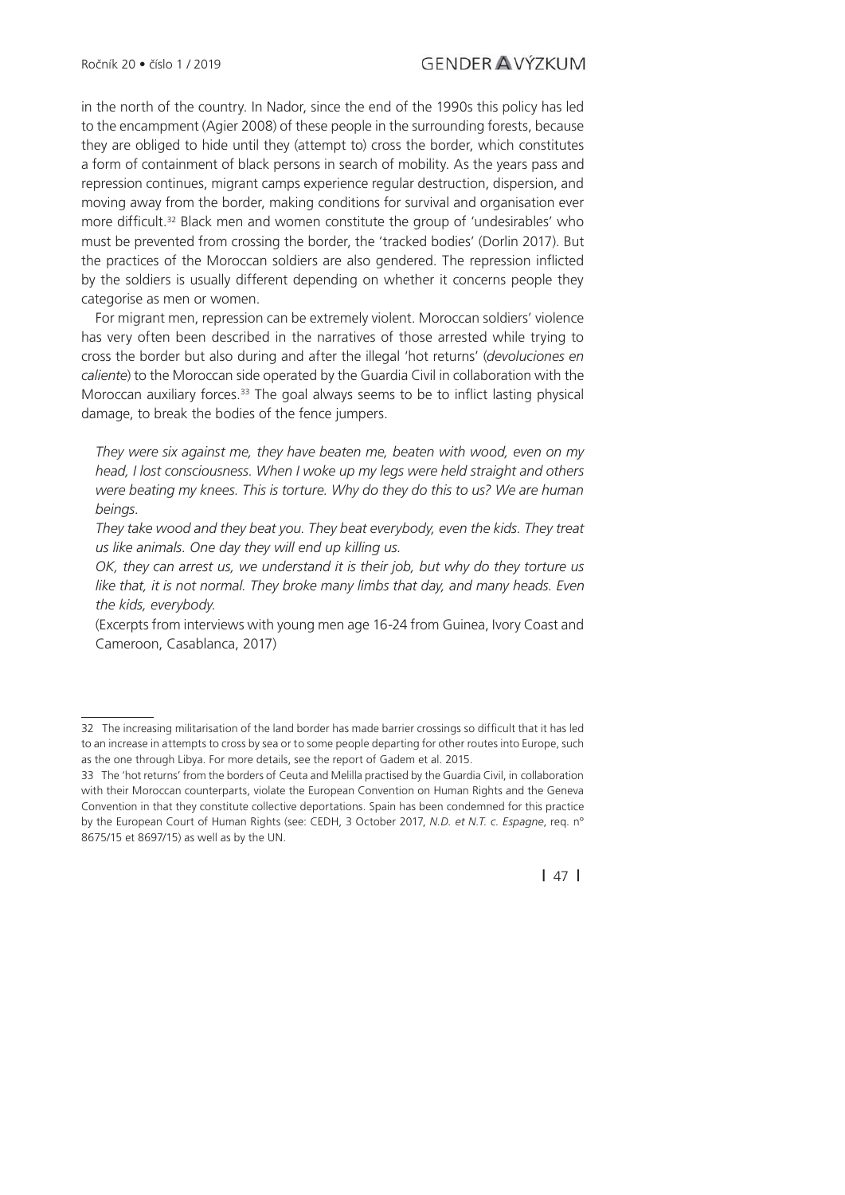in the north of the country. In Nador, since the end of the 1990s this policy has led to the encampment (Agier 2008) of these people in the surrounding forests, because they are obliged to hide until they (attempt to) cross the border, which constitutes a form of containment of black persons in search of mobility. As the years pass and repression continues, migrant camps experience regular destruction, dispersion, and moving away from the border, making conditions for survival and organisation ever more difficult.[32] Black men and women constitute the group of 'undesirables' who must be prevented from crossing the border, the 'tracked bodies' (Dorlin 2017). But the practices of the Moroccan soldiers are also gendered. The repression inflicted by the soldiers is usually different depending on whether it concerns people they categorise as men or women.

For migrant men, repression can be extremely violent. Moroccan soldiers' violence has very often been described in the narratives of those arrested while trying to cross the border but also during and after the illegal 'hot returns' (*devoluciones en caliente*) to the Moroccan side operated by the Guardia Civil in collaboration with the Moroccan auxiliary forces.[33] The goal always seems to be to inflict lasting physical damage, to break the bodies of the fence jumpers.

> *They were six against me, they have beaten me, beaten with wood, even on my head, I lost consciousness. When I woke up my legs were held straight and others were beating my knees. This is torture. Why do they do this to us? We are human beings.*
>
> *They take wood and they beat you. They beat everybody, even the kids. They treat us like animals. One day they will end up killing us.*
>
> *OK, they can arrest us, we understand it is their job, but why do they torture us like that, it is not normal. They broke many limbs that day, and many heads. Even the kids, everybody.*
>
> (Excerpts from interviews with young men age 16-24 from Guinea, Ivory Coast and Cameroon, Casablanca, 2017)

---

32 The increasing militarisation of the land border has made barrier crossings so difficult that it has led to an increase in attempts to cross by sea or to some people departing for other routes into Europe, such as the one through Libya. For more details, see the report of Gadem et al. 2015.

33 The 'hot returns' from the borders of Ceuta and Melilla practised by the Guardia Civil, in collaboration with their Moroccan counterparts, violate the European Convention on Human Rights and the Geneva Convention in that they constitute collective deportations. Spain has been condemned for this practice by the European Court of Human Rights (see: CEDH, 3 October 2017, *N.D. et N.T. c. Espagne*, req. n° 8675/15 et 8697/15) as well as by the UN.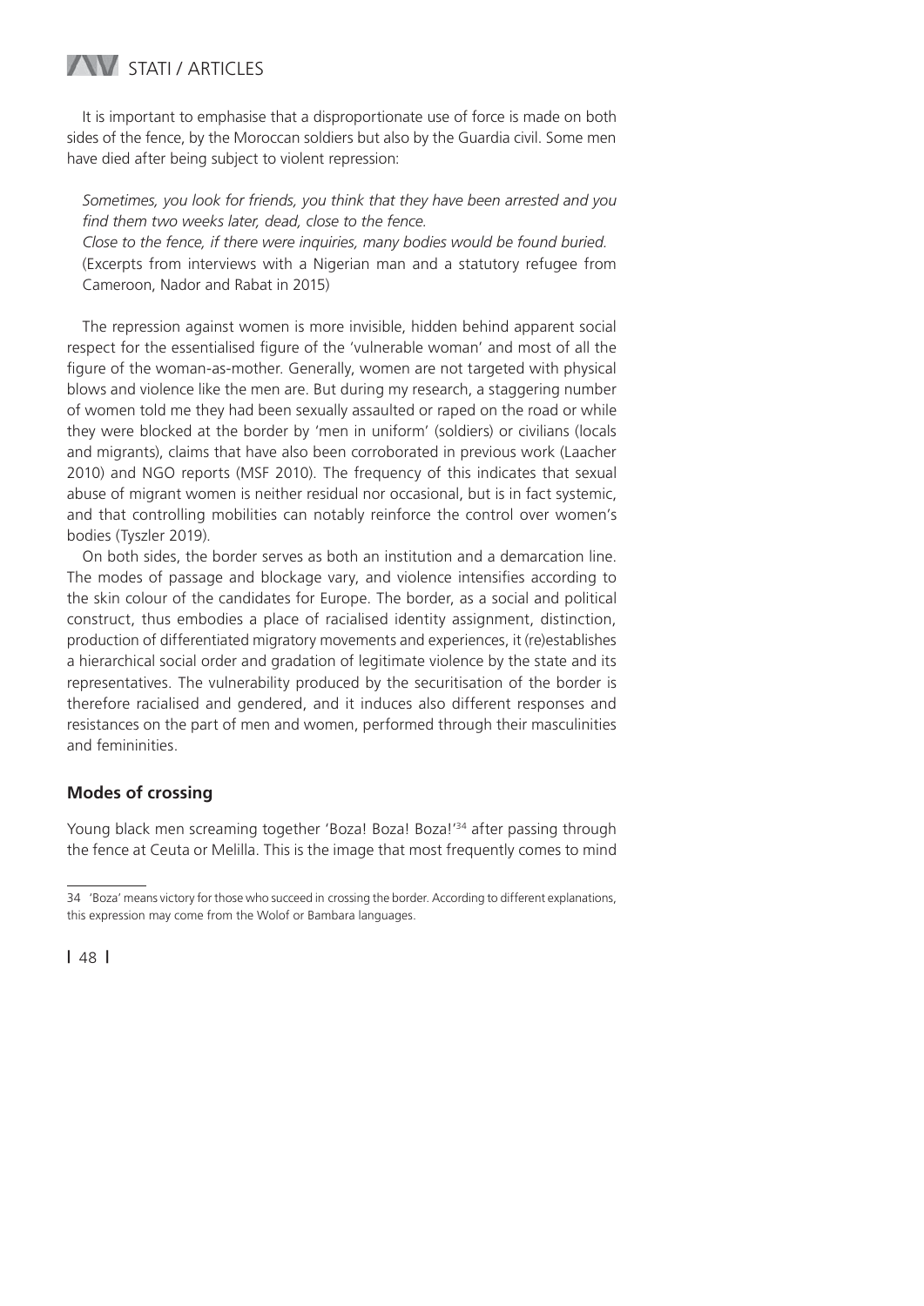It is important to emphasise that a disproportionate use of force is made on both sides of the fence, by the Moroccan soldiers but also by the Guardia civil. Some men have died after being subject to violent repression:

> *Sometimes, you look for friends, you think that they have been arrested and you find them two weeks later, dead, close to the fence.*
> *Close to the fence, if there were inquiries, many bodies would be found buried.*
> (Excerpts from interviews with a Nigerian man and a statutory refugee from Cameroon, Nador and Rabat in 2015)

The repression against women is more invisible, hidden behind apparent social respect for the essentialised figure of the 'vulnerable woman' and most of all the figure of the woman-as-mother. Generally, women are not targeted with physical blows and violence like the men are. But during my research, a staggering number of women told me they had been sexually assaulted or raped on the road or while they were blocked at the border by 'men in uniform' (soldiers) or civilians (locals and migrants), claims that have also been corroborated in previous work (Laacher 2010) and NGO reports (MSF 2010). The frequency of this indicates that sexual abuse of migrant women is neither residual nor occasional, but is in fact systemic, and that controlling mobilities can notably reinforce the control over women's bodies (Tyszler 2019).

On both sides, the border serves as both an institution and a demarcation line. The modes of passage and blockage vary, and violence intensifies according to the skin colour of the candidates for Europe. The border, as a social and political construct, thus embodies a place of racialised identity assignment, distinction, production of differentiated migratory movements and experiences, it (re)establishes a hierarchical social order and gradation of legitimate violence by the state and its representatives. The vulnerability produced by the securitisation of the border is therefore racialised and gendered, and it induces also different responses and resistances on the part of men and women, performed through their masculinities and femininities.

## Modes of crossing

Young black men screaming together 'Boza! Boza! Boza!'[34] after passing through the fence at Ceuta or Melilla. This is the image that most frequently comes to mind

---

34 'Boza' means victory for those who succeed in crossing the border. According to different explanations, this expression may come from the Wolof or Bambara languages.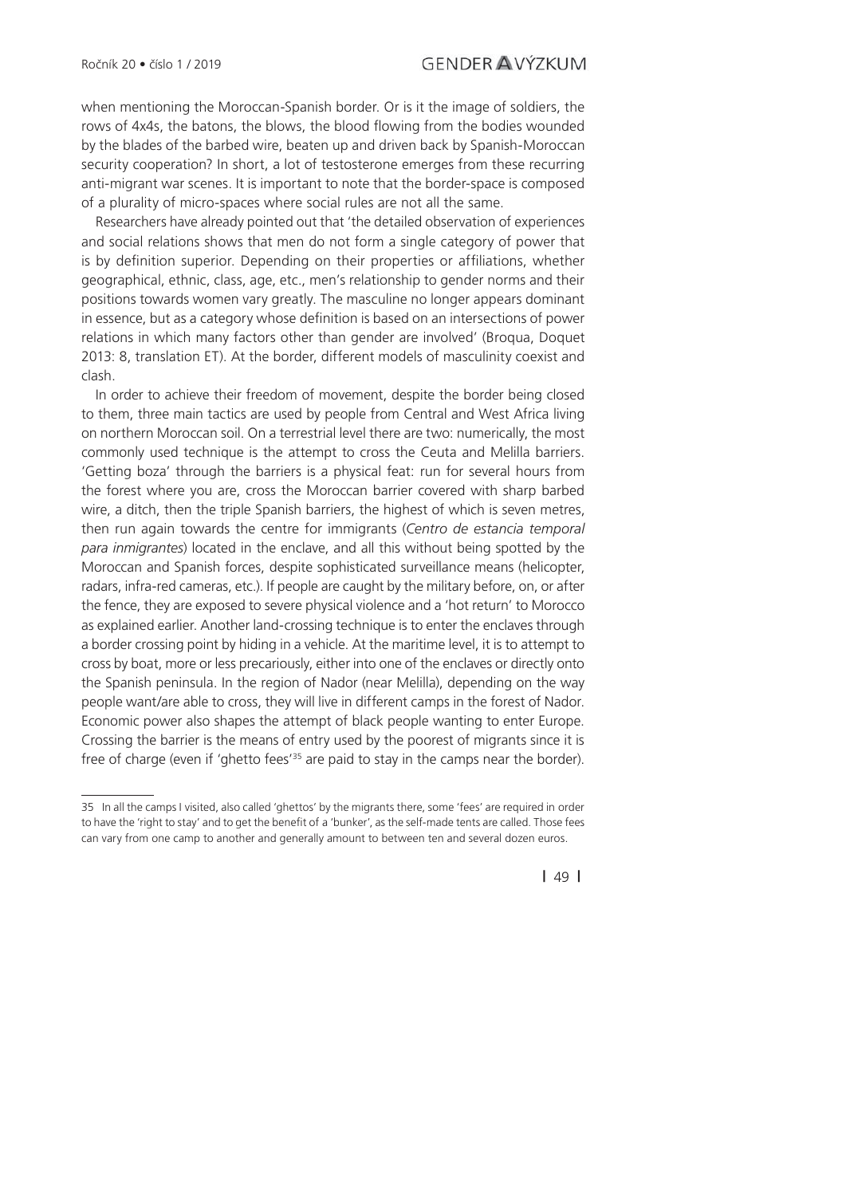when mentioning the Moroccan-Spanish border. Or is it the image of soldiers, the rows of 4x4s, the batons, the blows, the blood flowing from the bodies wounded by the blades of the barbed wire, beaten up and driven back by Spanish-Moroccan security cooperation? In short, a lot of testosterone emerges from these recurring anti-migrant war scenes. It is important to note that the border-space is composed of a plurality of micro-spaces where social rules are not all the same.

Researchers have already pointed out that 'the detailed observation of experiences and social relations shows that men do not form a single category of power that is by definition superior. Depending on their properties or affiliations, whether geographical, ethnic, class, age, etc., men's relationship to gender norms and their positions towards women vary greatly. The masculine no longer appears dominant in essence, but as a category whose definition is based on an intersections of power relations in which many factors other than gender are involved' (Broqua, Doquet 2013: 8, translation ET). At the border, different models of masculinity coexist and clash.

In order to achieve their freedom of movement, despite the border being closed to them, three main tactics are used by people from Central and West Africa living on northern Moroccan soil. On a terrestrial level there are two: numerically, the most commonly used technique is the attempt to cross the Ceuta and Melilla barriers. 'Getting boza' through the barriers is a physical feat: run for several hours from the forest where you are, cross the Moroccan barrier covered with sharp barbed wire, a ditch, then the triple Spanish barriers, the highest of which is seven metres, then run again towards the centre for immigrants (*Centro de estancia temporal para inmigrantes*) located in the enclave, and all this without being spotted by the Moroccan and Spanish forces, despite sophisticated surveillance means (helicopter, radars, infra-red cameras, etc.). If people are caught by the military before, on, or after the fence, they are exposed to severe physical violence and a 'hot return' to Morocco as explained earlier. Another land-crossing technique is to enter the enclaves through a border crossing point by hiding in a vehicle. At the maritime level, it is to attempt to cross by boat, more or less precariously, either into one of the enclaves or directly onto the Spanish peninsula. In the region of Nador (near Melilla), depending on the way people want/are able to cross, they will live in different camps in the forest of Nador. Economic power also shapes the attempt of black people wanting to enter Europe. Crossing the barrier is the means of entry used by the poorest of migrants since it is free of charge (even if 'ghetto fees'[35] are paid to stay in the camps near the border).

---

35 In all the camps I visited, also called 'ghettos' by the migrants there, some 'fees' are required in order to have the 'right to stay' and to get the benefit of a 'bunker', as the self-made tents are called. Those fees can vary from one camp to another and generally amount to between ten and several dozen euros.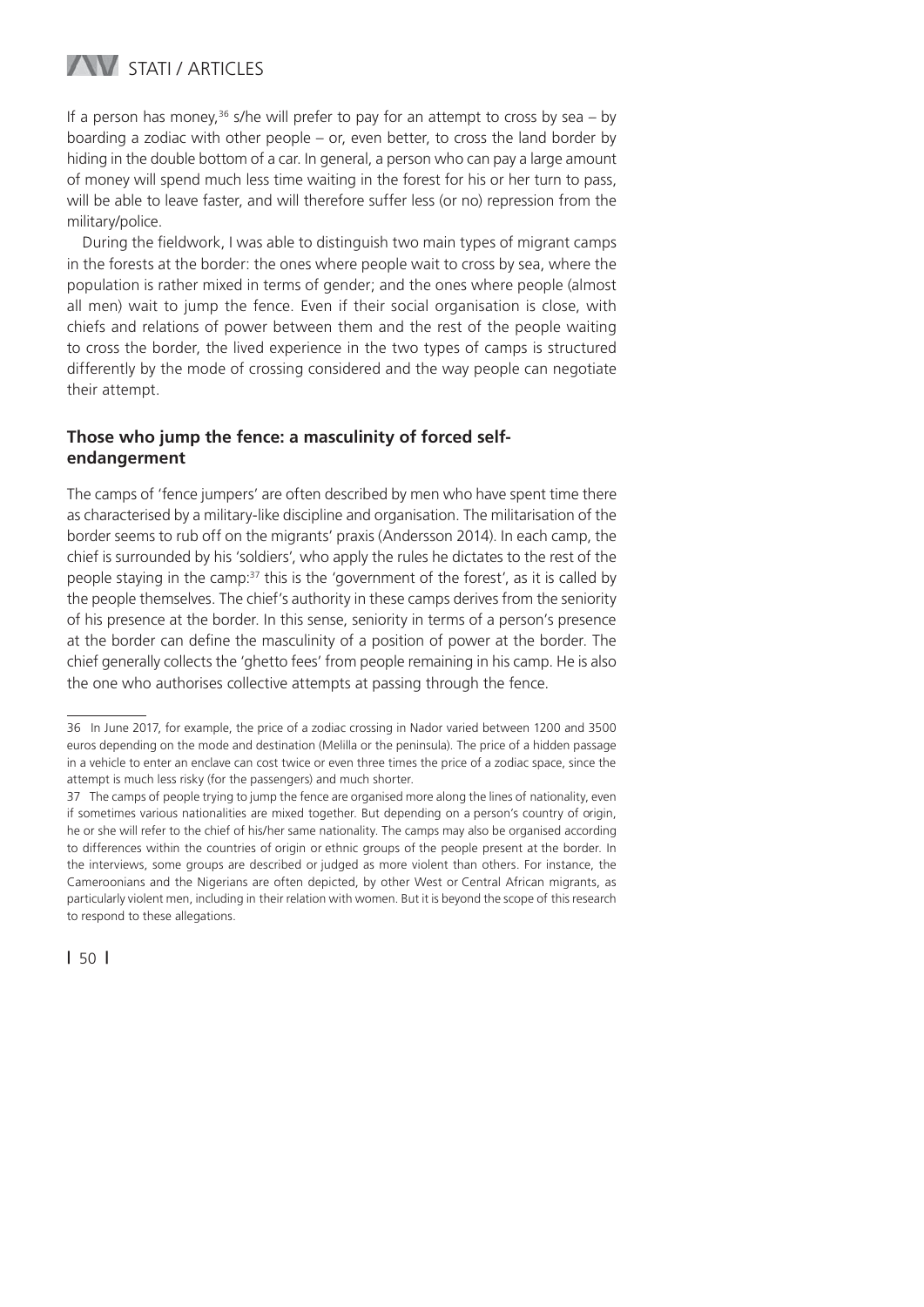If a person has money,[36] s/he will prefer to pay for an attempt to cross by sea – by boarding a zodiac with other people – or, even better, to cross the land border by hiding in the double bottom of a car. In general, a person who can pay a large amount of money will spend much less time waiting in the forest for his or her turn to pass, will be able to leave faster, and will therefore suffer less (or no) repression from the military/police.

During the fieldwork, I was able to distinguish two main types of migrant camps in the forests at the border: the ones where people wait to cross by sea, where the population is rather mixed in terms of gender; and the ones where people (almost all men) wait to jump the fence. Even if their social organisation is close, with chiefs and relations of power between them and the rest of the people waiting to cross the border, the lived experience in the two types of camps is structured differently by the mode of crossing considered and the way people can negotiate their attempt.

### Those who jump the fence: a masculinity of forced self-endangerment

The camps of 'fence jumpers' are often described by men who have spent time there as characterised by a military-like discipline and organisation. The militarisation of the border seems to rub off on the migrants' praxis (Andersson 2014). In each camp, the chief is surrounded by his 'soldiers', who apply the rules he dictates to the rest of the people staying in the camp:[37] this is the 'government of the forest', as it is called by the people themselves. The chief's authority in these camps derives from the seniority of his presence at the border. In this sense, seniority in terms of a person's presence at the border can define the masculinity of a position of power at the border. The chief generally collects the 'ghetto fees' from people remaining in his camp. He is also the one who authorises collective attempts at passing through the fence.

---

36 In June 2017, for example, the price of a zodiac crossing in Nador varied between 1200 and 3500 euros depending on the mode and destination (Melilla or the peninsula). The price of a hidden passage in a vehicle to enter an enclave can cost twice or even three times the price of a zodiac space, since the attempt is much less risky (for the passengers) and much shorter.

37 The camps of people trying to jump the fence are organised more along the lines of nationality, even if sometimes various nationalities are mixed together. But depending on a person's country of origin, he or she will refer to the chief of his/her same nationality. The camps may also be organised according to differences within the countries of origin or ethnic groups of the people present at the border. In the interviews, some groups are described or judged as more violent than others. For instance, the Cameroonians and the Nigerians are often depicted, by other West or Central African migrants, as particularly violent men, including in their relation with women. But it is beyond the scope of this research to respond to these allegations.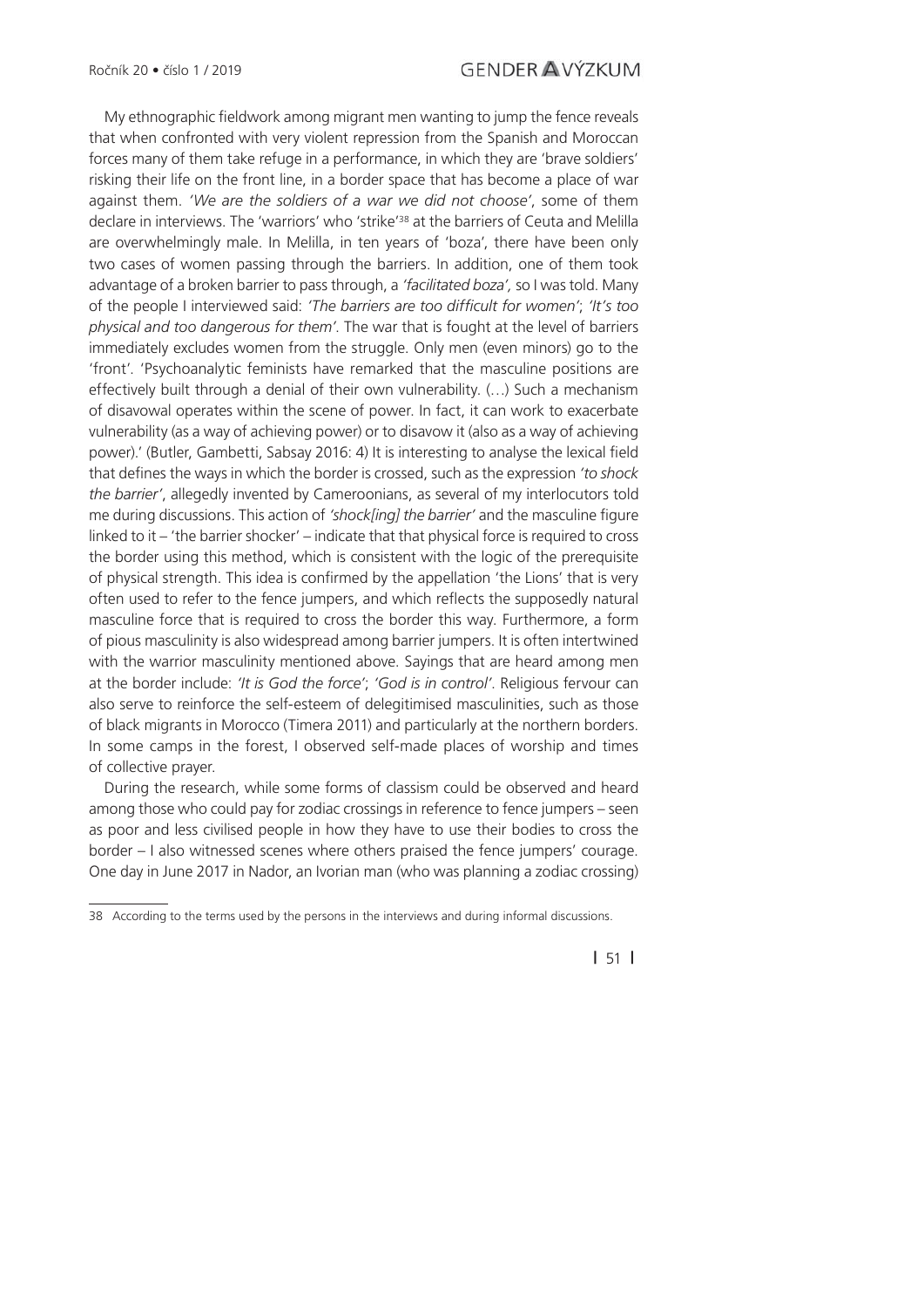My ethnographic fieldwork among migrant men wanting to jump the fence reveals that when confronted with very violent repression from the Spanish and Moroccan forces many of them take refuge in a performance, in which they are 'brave soldiers' risking their life on the front line, in a border space that has become a place of war against them. '*We are the soldiers of a war we did not choose*', some of them declare in interviews. The 'warriors' who 'strike'[38] at the barriers of Ceuta and Melilla are overwhelmingly male. In Melilla, in ten years of 'boza', there have been only two cases of women passing through the barriers. In addition, one of them took advantage of a broken barrier to pass through, a *'facilitated boza',* so I was told. Many of the people I interviewed said: *'The barriers are too difficult for women'*; *'It's too physical and too dangerous for them'*. The war that is fought at the level of barriers immediately excludes women from the struggle. Only men (even minors) go to the 'front'. 'Psychoanalytic feminists have remarked that the masculine positions are effectively built through a denial of their own vulnerability. (…) Such a mechanism of disavowal operates within the scene of power. In fact, it can work to exacerbate vulnerability (as a way of achieving power) or to disavow it (also as a way of achieving power).' (Butler, Gambetti, Sabsay 2016: 4) It is interesting to analyse the lexical field that defines the ways in which the border is crossed, such as the expression *'to shock the barrier'*, allegedly invented by Cameroonians, as several of my interlocutors told me during discussions. This action of *'shock[ing] the barrier'* and the masculine figure linked to it – 'the barrier shocker' – indicate that that physical force is required to cross the border using this method, which is consistent with the logic of the prerequisite of physical strength. This idea is confirmed by the appellation 'the Lions' that is very often used to refer to the fence jumpers, and which reflects the supposedly natural masculine force that is required to cross the border this way. Furthermore, a form of pious masculinity is also widespread among barrier jumpers. It is often intertwined with the warrior masculinity mentioned above. Sayings that are heard among men at the border include: *'It is God the force'*; *'God is in control'*. Religious fervour can also serve to reinforce the self-esteem of delegitimised masculinities, such as those of black migrants in Morocco (Timera 2011) and particularly at the northern borders. In some camps in the forest, I observed self-made places of worship and times of collective prayer.

During the research, while some forms of classism could be observed and heard among those who could pay for zodiac crossings in reference to fence jumpers – seen as poor and less civilised people in how they have to use their bodies to cross the border – I also witnessed scenes where others praised the fence jumpers' courage. One day in June 2017 in Nador, an Ivorian man (who was planning a zodiac crossing)

---

38 According to the terms used by the persons in the interviews and during informal discussions.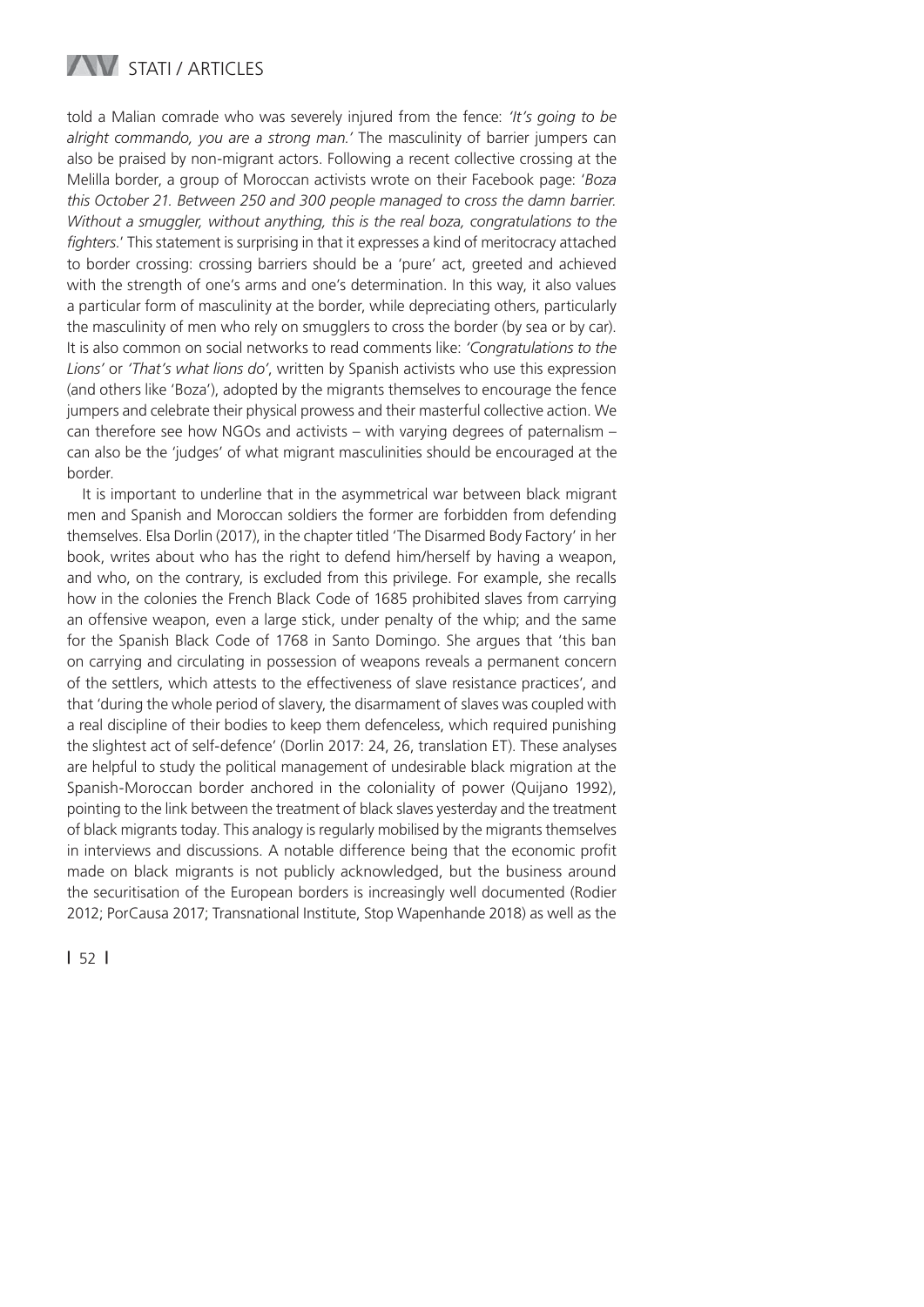told a Malian comrade who was severely injured from the fence: *'It's going to be alright commando, you are a strong man.'* The masculinity of barrier jumpers can also be praised by non-migrant actors. Following a recent collective crossing at the Melilla border, a group of Moroccan activists wrote on their Facebook page: '*Boza this October 21. Between 250 and 300 people managed to cross the damn barrier. Without a smuggler, without anything, this is the real boza, congratulations to the fighters.*' This statement is surprising in that it expresses a kind of meritocracy attached to border crossing: crossing barriers should be a 'pure' act, greeted and achieved with the strength of one's arms and one's determination. In this way, it also values a particular form of masculinity at the border, while depreciating others, particularly the masculinity of men who rely on smugglers to cross the border (by sea or by car). It is also common on social networks to read comments like: *'Congratulations to the Lions'* or *'That's what lions do'*, written by Spanish activists who use this expression (and others like 'Boza'), adopted by the migrants themselves to encourage the fence jumpers and celebrate their physical prowess and their masterful collective action. We can therefore see how NGOs and activists – with varying degrees of paternalism – can also be the 'judges' of what migrant masculinities should be encouraged at the border.

It is important to underline that in the asymmetrical war between black migrant men and Spanish and Moroccan soldiers the former are forbidden from defending themselves. Elsa Dorlin (2017), in the chapter titled 'The Disarmed Body Factory' in her book, writes about who has the right to defend him/herself by having a weapon, and who, on the contrary, is excluded from this privilege. For example, she recalls how in the colonies the French Black Code of 1685 prohibited slaves from carrying an offensive weapon, even a large stick, under penalty of the whip; and the same for the Spanish Black Code of 1768 in Santo Domingo. She argues that 'this ban on carrying and circulating in possession of weapons reveals a permanent concern of the settlers, which attests to the effectiveness of slave resistance practices', and that 'during the whole period of slavery, the disarmament of slaves was coupled with a real discipline of their bodies to keep them defenceless, which required punishing the slightest act of self-defence' (Dorlin 2017: 24, 26, translation ET). These analyses are helpful to study the political management of undesirable black migration at the Spanish-Moroccan border anchored in the coloniality of power (Quijano 1992), pointing to the link between the treatment of black slaves yesterday and the treatment of black migrants today. This analogy is regularly mobilised by the migrants themselves in interviews and discussions. A notable difference being that the economic profit made on black migrants is not publicly acknowledged, but the business around the securitisation of the European borders is increasingly well documented (Rodier 2012; PorCausa 2017; Transnational Institute, Stop Wapenhande 2018) as well as the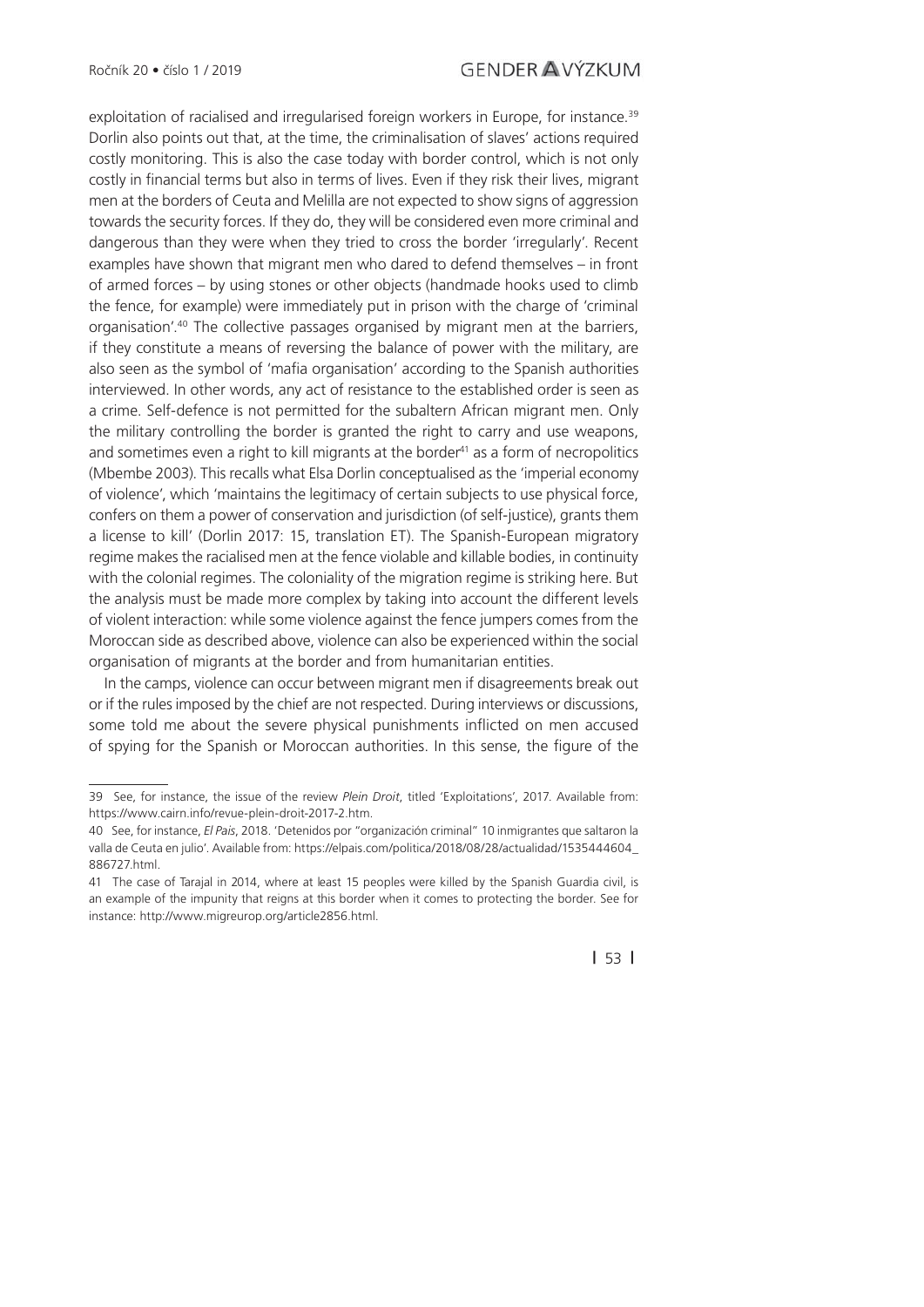exploitation of racialised and irregularised foreign workers in Europe, for instance.[39] Dorlin also points out that, at the time, the criminalisation of slaves' actions required costly monitoring. This is also the case today with border control, which is not only costly in financial terms but also in terms of lives. Even if they risk their lives, migrant men at the borders of Ceuta and Melilla are not expected to show signs of aggression towards the security forces. If they do, they will be considered even more criminal and dangerous than they were when they tried to cross the border 'irregularly'. Recent examples have shown that migrant men who dared to defend themselves – in front of armed forces – by using stones or other objects (handmade hooks used to climb the fence, for example) were immediately put in prison with the charge of 'criminal organisation'.[40] The collective passages organised by migrant men at the barriers, if they constitute a means of reversing the balance of power with the military, are also seen as the symbol of 'mafia organisation' according to the Spanish authorities interviewed. In other words, any act of resistance to the established order is seen as a crime. Self-defence is not permitted for the subaltern African migrant men. Only the military controlling the border is granted the right to carry and use weapons, and sometimes even a right to kill migrants at the border[41] as a form of necropolitics (Mbembe 2003). This recalls what Elsa Dorlin conceptualised as the 'imperial economy of violence', which 'maintains the legitimacy of certain subjects to use physical force, confers on them a power of conservation and jurisdiction (of self-justice), grants them a license to kill' (Dorlin 2017: 15, translation ET). The Spanish-European migratory regime makes the racialised men at the fence violable and killable bodies, in continuity with the colonial regimes. The coloniality of the migration regime is striking here. But the analysis must be made more complex by taking into account the different levels of violent interaction: while some violence against the fence jumpers comes from the Moroccan side as described above, violence can also be experienced within the social organisation of migrants at the border and from humanitarian entities.

In the camps, violence can occur between migrant men if disagreements break out or if the rules imposed by the chief are not respected. During interviews or discussions, some told me about the severe physical punishments inflicted on men accused of spying for the Spanish or Moroccan authorities. In this sense, the figure of the

---

39 See, for instance, the issue of the review *Plein Droit*, titled 'Exploitations', 2017. Available from: https://www.cairn.info/revue-plein-droit-2017-2.htm.

40 See, for instance, *El Pais*, 2018. 'Detenidos por "organización criminal" 10 inmigrantes que saltaron la valla de Ceuta en julio'. Available from: https://elpais.com/politica/2018/08/28/actualidad/1535444604_886727.html.

41 The case of Tarajal in 2014, where at least 15 peoples were killed by the Spanish Guardia civil, is an example of the impunity that reigns at this border when it comes to protecting the border. See for instance: http://www.migreurop.org/article2856.html.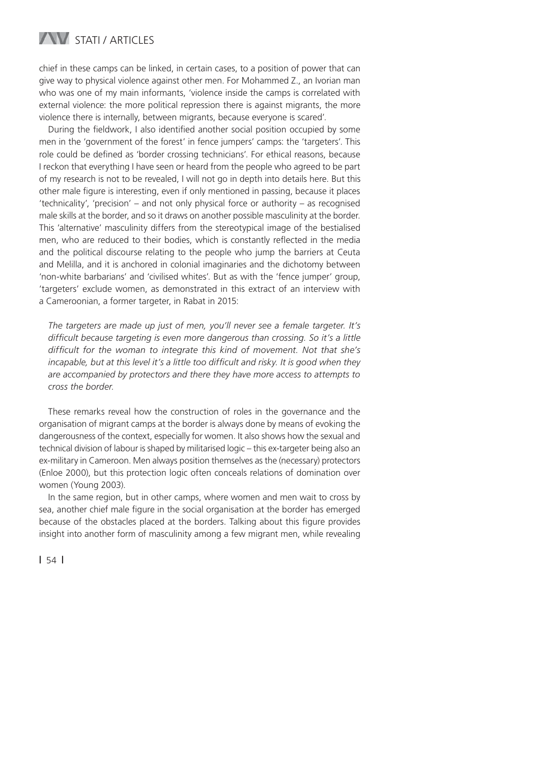chief in these camps can be linked, in certain cases, to a position of power that can give way to physical violence against other men. For Mohammed Z., an Ivorian man who was one of my main informants, 'violence inside the camps is correlated with external violence: the more political repression there is against migrants, the more violence there is internally, between migrants, because everyone is scared'.

During the fieldwork, I also identified another social position occupied by some men in the 'government of the forest' in fence jumpers' camps: the 'targeters'. This role could be defined as 'border crossing technicians'. For ethical reasons, because I reckon that everything I have seen or heard from the people who agreed to be part of my research is not to be revealed, I will not go in depth into details here. But this other male figure is interesting, even if only mentioned in passing, because it places 'technicality', 'precision' – and not only physical force or authority – as recognised male skills at the border, and so it draws on another possible masculinity at the border. This 'alternative' masculinity differs from the stereotypical image of the bestialised men, who are reduced to their bodies, which is constantly reflected in the media and the political discourse relating to the people who jump the barriers at Ceuta and Melilla, and it is anchored in colonial imaginaries and the dichotomy between 'non-white barbarians' and 'civilised whites'. But as with the 'fence jumper' group, 'targeters' exclude women, as demonstrated in this extract of an interview with a Cameroonian, a former targeter, in Rabat in 2015:

> *The targeters are made up just of men, you'll never see a female targeter. It's difficult because targeting is even more dangerous than crossing. So it's a little difficult for the woman to integrate this kind of movement. Not that she's incapable, but at this level it's a little too difficult and risky. It is good when they are accompanied by protectors and there they have more access to attempts to cross the border.*

These remarks reveal how the construction of roles in the governance and the organisation of migrant camps at the border is always done by means of evoking the dangerousness of the context, especially for women. It also shows how the sexual and technical division of labour is shaped by militarised logic – this ex-targeter being also an ex-military in Cameroon. Men always position themselves as the (necessary) protectors (Enloe 2000), but this protection logic often conceals relations of domination over women (Young 2003).

In the same region, but in other camps, where women and men wait to cross by sea, another chief male figure in the social organisation at the border has emerged because of the obstacles placed at the borders. Talking about this figure provides insight into another form of masculinity among a few migrant men, while revealing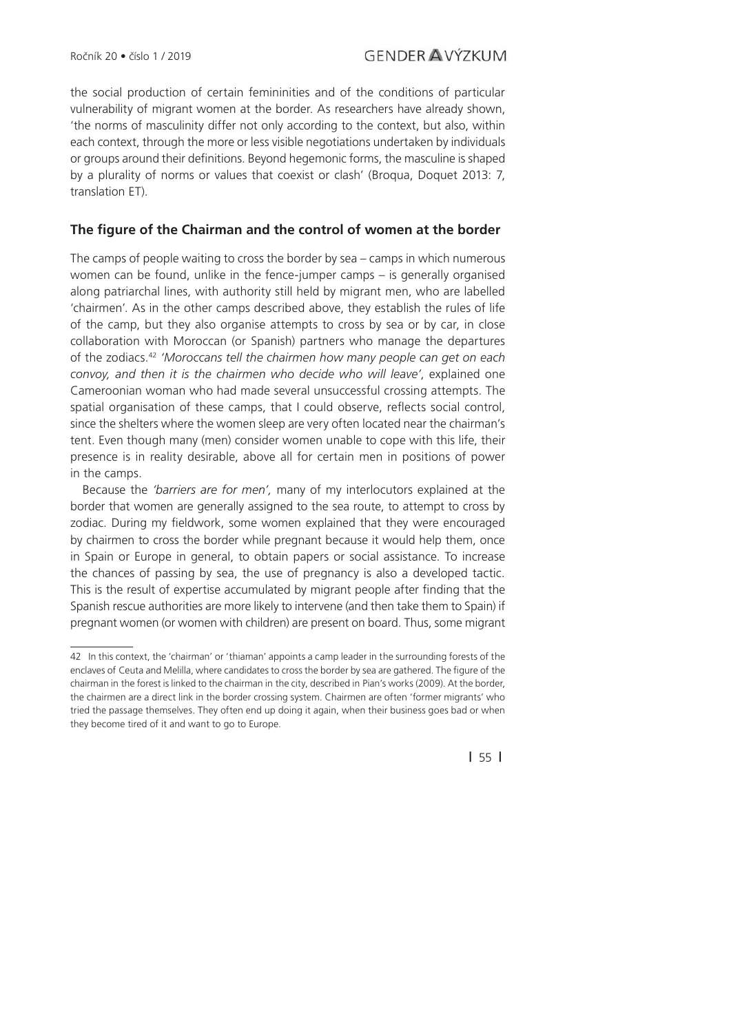the social production of certain femininities and of the conditions of particular vulnerability of migrant women at the border. As researchers have already shown, 'the norms of masculinity differ not only according to the context, but also, within each context, through the more or less visible negotiations undertaken by individuals or groups around their definitions. Beyond hegemonic forms, the masculine is shaped by a plurality of norms or values that coexist or clash' (Broqua, Doquet 2013: 7, translation ET).

### The figure of the Chairman and the control of women at the border

The camps of people waiting to cross the border by sea – camps in which numerous women can be found, unlike in the fence-jumper camps – is generally organised along patriarchal lines, with authority still held by migrant men, who are labelled 'chairmen'. As in the other camps described above, they establish the rules of life of the camp, but they also organise attempts to cross by sea or by car, in close collaboration with Moroccan (or Spanish) partners who manage the departures of the zodiacs.[42] *'Moroccans tell the chairmen how many people can get on each convoy, and then it is the chairmen who decide who will leave'*, explained one Cameroonian woman who had made several unsuccessful crossing attempts. The spatial organisation of these camps, that I could observe, reflects social control, since the shelters where the women sleep are very often located near the chairman's tent. Even though many (men) consider women unable to cope with this life, their presence is in reality desirable, above all for certain men in positions of power in the camps.

Because the *'barriers are for men',* many of my interlocutors explained at the border that women are generally assigned to the sea route, to attempt to cross by zodiac. During my fieldwork, some women explained that they were encouraged by chairmen to cross the border while pregnant because it would help them, once in Spain or Europe in general, to obtain papers or social assistance. To increase the chances of passing by sea, the use of pregnancy is also a developed tactic. This is the result of expertise accumulated by migrant people after finding that the Spanish rescue authorities are more likely to intervene (and then take them to Spain) if pregnant women (or women with children) are present on board. Thus, some migrant

---

42 In this context, the 'chairman' or 'thiaman' appoints a camp leader in the surrounding forests of the enclaves of Ceuta and Melilla, where candidates to cross the border by sea are gathered. The figure of the chairman in the forest is linked to the chairman in the city, described in Pian's works (2009). At the border, the chairmen are a direct link in the border crossing system. Chairmen are often 'former migrants' who tried the passage themselves. They often end up doing it again, when their business goes bad or when they become tired of it and want to go to Europe.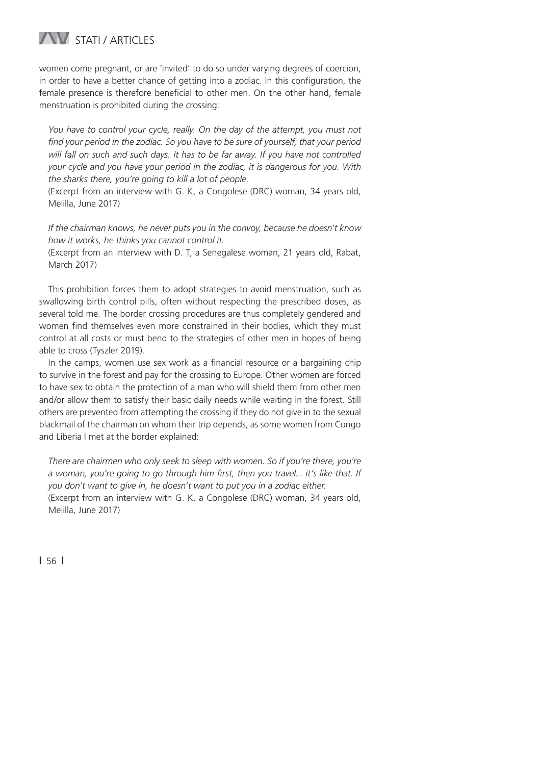women come pregnant, or are 'invited' to do so under varying degrees of coercion, in order to have a better chance of getting into a zodiac. In this configuration, the female presence is therefore beneficial to other men. On the other hand, female menstruation is prohibited during the crossing:

> *You have to control your cycle, really. On the day of the attempt, you must not find your period in the zodiac. So you have to be sure of yourself, that your period will fall on such and such days. It has to be far away. If you have not controlled your cycle and you have your period in the zodiac, it is dangerous for you. With the sharks there, you're going to kill a lot of people.*
>
> (Excerpt from an interview with G. K, a Congolese (DRC) woman, 34 years old, Melilla, June 2017)

> *If the chairman knows, he never puts you in the convoy, because he doesn't know how it works, he thinks you cannot control it.*
>
> (Excerpt from an interview with D. T, a Senegalese woman, 21 years old, Rabat, March 2017)

This prohibition forces them to adopt strategies to avoid menstruation, such as swallowing birth control pills, often without respecting the prescribed doses, as several told me. The border crossing procedures are thus completely gendered and women find themselves even more constrained in their bodies, which they must control at all costs or must bend to the strategies of other men in hopes of being able to cross (Tyszler 2019).

In the camps, women use sex work as a financial resource or a bargaining chip to survive in the forest and pay for the crossing to Europe. Other women are forced to have sex to obtain the protection of a man who will shield them from other men and/or allow them to satisfy their basic daily needs while waiting in the forest. Still others are prevented from attempting the crossing if they do not give in to the sexual blackmail of the chairman on whom their trip depends, as some women from Congo and Liberia I met at the border explained:

> *There are chairmen who only seek to sleep with women. So if you're there, you're a woman, you're going to go through him first, then you travel... it's like that. If you don't want to give in, he doesn't want to put you in a zodiac either.*
>
> (Excerpt from an interview with G. K, a Congolese (DRC) woman, 34 years old, Melilla, June 2017)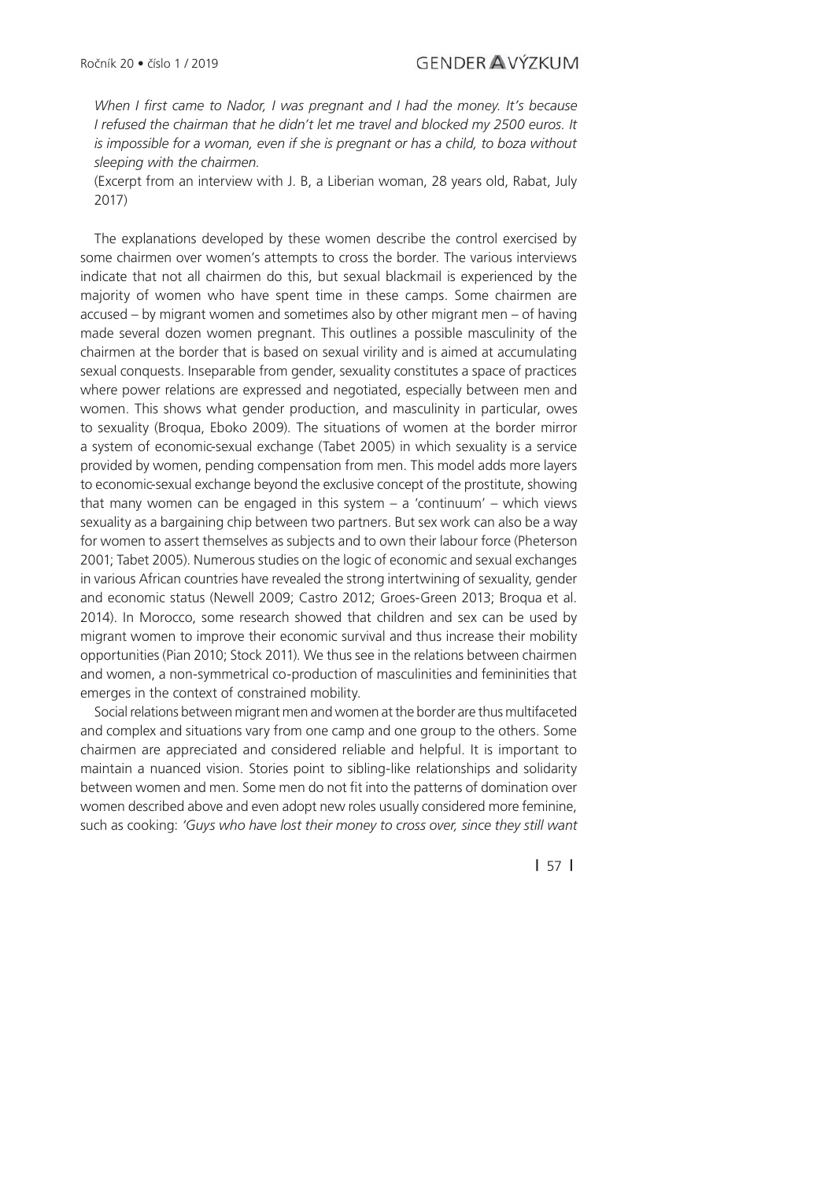*When I first came to Nador, I was pregnant and I had the money. It's because I refused the chairman that he didn't let me travel and blocked my 2500 euros. It is impossible for a woman, even if she is pregnant or has a child, to boza without sleeping with the chairmen.*
(Excerpt from an interview with J. B, a Liberian woman, 28 years old, Rabat, July 2017)

The explanations developed by these women describe the control exercised by some chairmen over women's attempts to cross the border. The various interviews indicate that not all chairmen do this, but sexual blackmail is experienced by the majority of women who have spent time in these camps. Some chairmen are accused – by migrant women and sometimes also by other migrant men – of having made several dozen women pregnant. This outlines a possible masculinity of the chairmen at the border that is based on sexual virility and is aimed at accumulating sexual conquests. Inseparable from gender, sexuality constitutes a space of practices where power relations are expressed and negotiated, especially between men and women. This shows what gender production, and masculinity in particular, owes to sexuality (Broqua, Eboko 2009). The situations of women at the border mirror a system of economic-sexual exchange (Tabet 2005) in which sexuality is a service provided by women, pending compensation from men. This model adds more layers to economic-sexual exchange beyond the exclusive concept of the prostitute, showing that many women can be engaged in this system – a 'continuum' – which views sexuality as a bargaining chip between two partners. But sex work can also be a way for women to assert themselves as subjects and to own their labour force (Pheterson 2001; Tabet 2005). Numerous studies on the logic of economic and sexual exchanges in various African countries have revealed the strong intertwining of sexuality, gender and economic status (Newell 2009; Castro 2012; Groes-Green 2013; Broqua et al. 2014). In Morocco, some research showed that children and sex can be used by migrant women to improve their economic survival and thus increase their mobility opportunities (Pian 2010; Stock 2011). We thus see in the relations between chairmen and women, a non-symmetrical co-production of masculinities and femininities that emerges in the context of constrained mobility.

Social relations between migrant men and women at the border are thus multifaceted and complex and situations vary from one camp and one group to the others. Some chairmen are appreciated and considered reliable and helpful. It is important to maintain a nuanced vision. Stories point to sibling-like relationships and solidarity between women and men. Some men do not fit into the patterns of domination over women described above and even adopt new roles usually considered more feminine, such as cooking: *'Guys who have lost their money to cross over, since they still want*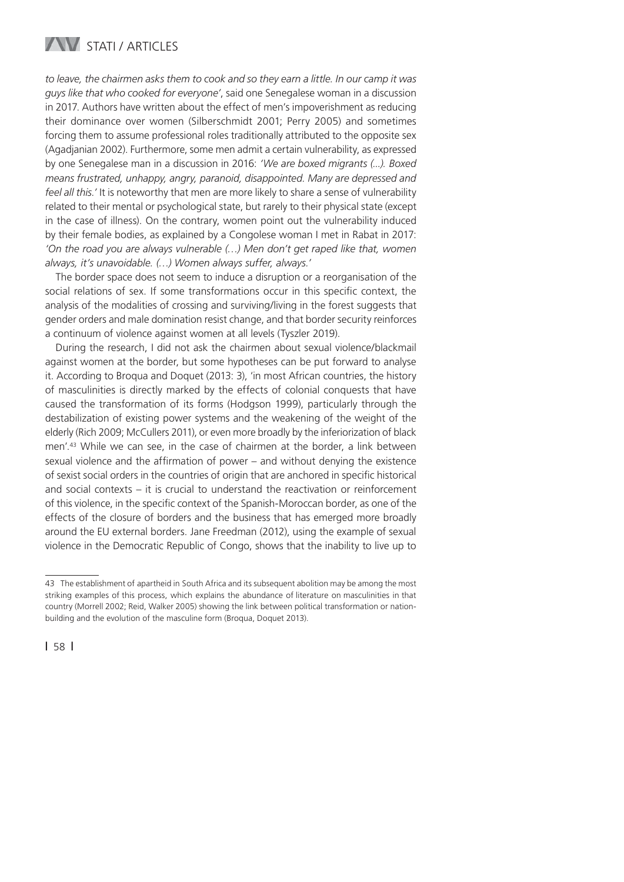*to leave, the chairmen asks them to cook and so they earn a little. In our camp it was guys like that who cooked for everyone'*, said one Senegalese woman in a discussion in 2017. Authors have written about the effect of men's impoverishment as reducing their dominance over women (Silberschmidt 2001; Perry 2005) and sometimes forcing them to assume professional roles traditionally attributed to the opposite sex (Agadjanian 2002). Furthermore, some men admit a certain vulnerability, as expressed by one Senegalese man in a discussion in 2016: *'We are boxed migrants (...). Boxed means frustrated, unhappy, angry, paranoid, disappointed. Many are depressed and feel all this.'* It is noteworthy that men are more likely to share a sense of vulnerability related to their mental or psychological state, but rarely to their physical state (except in the case of illness). On the contrary, women point out the vulnerability induced by their female bodies, as explained by a Congolese woman I met in Rabat in 2017: *'On the road you are always vulnerable (…) Men don't get raped like that, women always, it's unavoidable. (…) Women always suffer, always.'*

The border space does not seem to induce a disruption or a reorganisation of the social relations of sex. If some transformations occur in this specific context, the analysis of the modalities of crossing and surviving/living in the forest suggests that gender orders and male domination resist change, and that border security reinforces a continuum of violence against women at all levels (Tyszler 2019).

During the research, I did not ask the chairmen about sexual violence/blackmail against women at the border, but some hypotheses can be put forward to analyse it. According to Broqua and Doquet (2013: 3), 'in most African countries, the history of masculinities is directly marked by the effects of colonial conquests that have caused the transformation of its forms (Hodgson 1999), particularly through the destabilization of existing power systems and the weakening of the weight of the elderly (Rich 2009; McCullers 2011), or even more broadly by the inferiorization of black men'.[43] While we can see, in the case of chairmen at the border, a link between sexual violence and the affirmation of power – and without denying the existence of sexist social orders in the countries of origin that are anchored in specific historical and social contexts – it is crucial to understand the reactivation or reinforcement of this violence, in the specific context of the Spanish-Moroccan border, as one of the effects of the closure of borders and the business that has emerged more broadly around the EU external borders. Jane Freedman (2012), using the example of sexual violence in the Democratic Republic of Congo, shows that the inability to live up to

---

43 The establishment of apartheid in South Africa and its subsequent abolition may be among the most striking examples of this process, which explains the abundance of literature on masculinities in that country (Morrell 2002; Reid, Walker 2005) showing the link between political transformation or nation-building and the evolution of the masculine form (Broqua, Doquet 2013).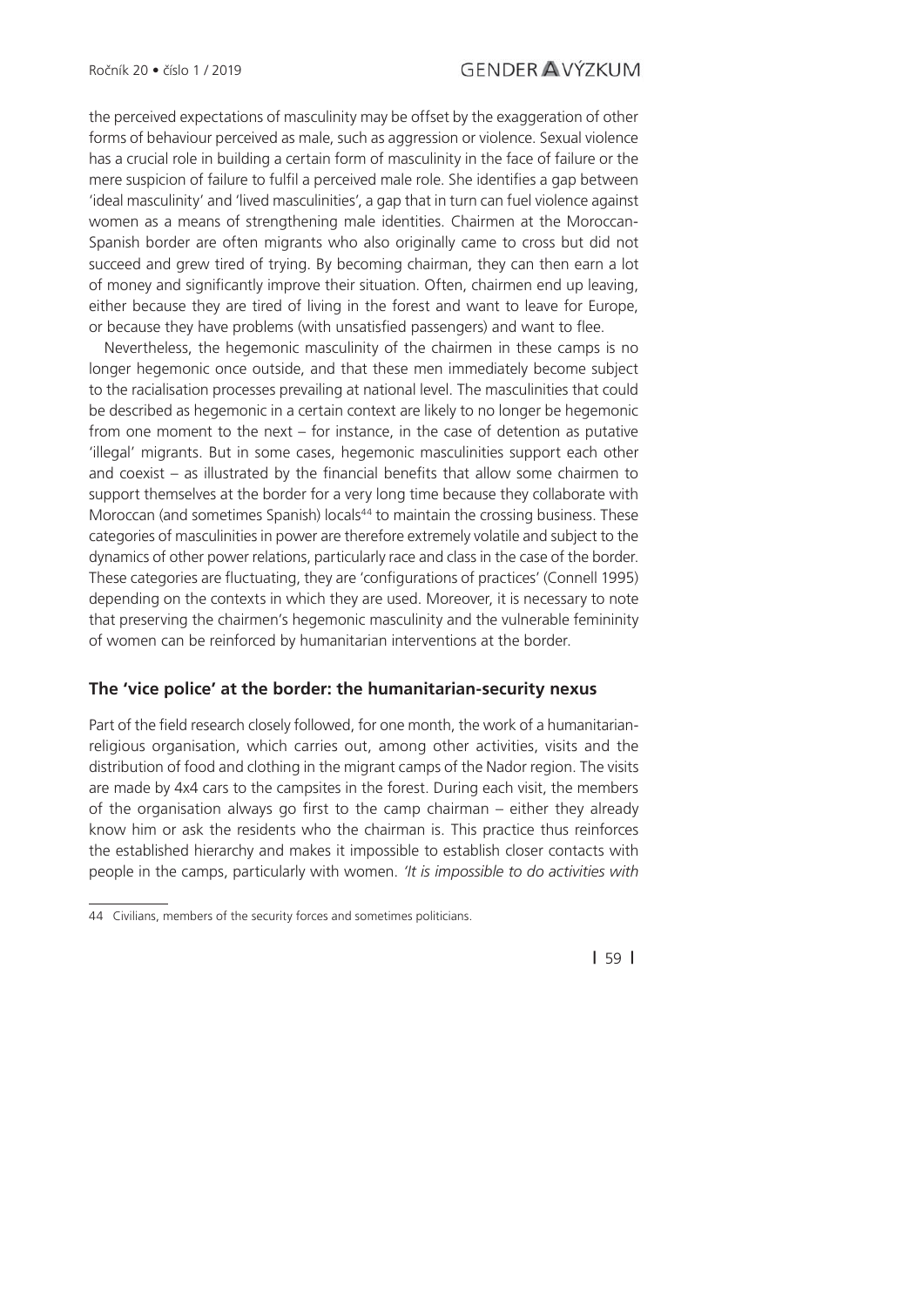the perceived expectations of masculinity may be offset by the exaggeration of other forms of behaviour perceived as male, such as aggression or violence. Sexual violence has a crucial role in building a certain form of masculinity in the face of failure or the mere suspicion of failure to fulfil a perceived male role. She identifies a gap between 'ideal masculinity' and 'lived masculinities', a gap that in turn can fuel violence against women as a means of strengthening male identities. Chairmen at the Moroccan-Spanish border are often migrants who also originally came to cross but did not succeed and grew tired of trying. By becoming chairman, they can then earn a lot of money and significantly improve their situation. Often, chairmen end up leaving, either because they are tired of living in the forest and want to leave for Europe, or because they have problems (with unsatisfied passengers) and want to flee.

Nevertheless, the hegemonic masculinity of the chairmen in these camps is no longer hegemonic once outside, and that these men immediately become subject to the racialisation processes prevailing at national level. The masculinities that could be described as hegemonic in a certain context are likely to no longer be hegemonic from one moment to the next – for instance, in the case of detention as putative 'illegal' migrants. But in some cases, hegemonic masculinities support each other and coexist – as illustrated by the financial benefits that allow some chairmen to support themselves at the border for a very long time because they collaborate with Moroccan (and sometimes Spanish) locals[44] to maintain the crossing business. These categories of masculinities in power are therefore extremely volatile and subject to the dynamics of other power relations, particularly race and class in the case of the border. These categories are fluctuating, they are 'configurations of practices' (Connell 1995) depending on the contexts in which they are used. Moreover, it is necessary to note that preserving the chairmen's hegemonic masculinity and the vulnerable femininity of women can be reinforced by humanitarian interventions at the border.

## The 'vice police' at the border: the humanitarian-security nexus

Part of the field research closely followed, for one month, the work of a humanitarian-religious organisation, which carries out, among other activities, visits and the distribution of food and clothing in the migrant camps of the Nador region. The visits are made by 4x4 cars to the campsites in the forest. During each visit, the members of the organisation always go first to the camp chairman – either they already know him or ask the residents who the chairman is. This practice thus reinforces the established hierarchy and makes it impossible to establish closer contacts with people in the camps, particularly with women. *'It is impossible to do activities with*

---

44 Civilians, members of the security forces and sometimes politicians.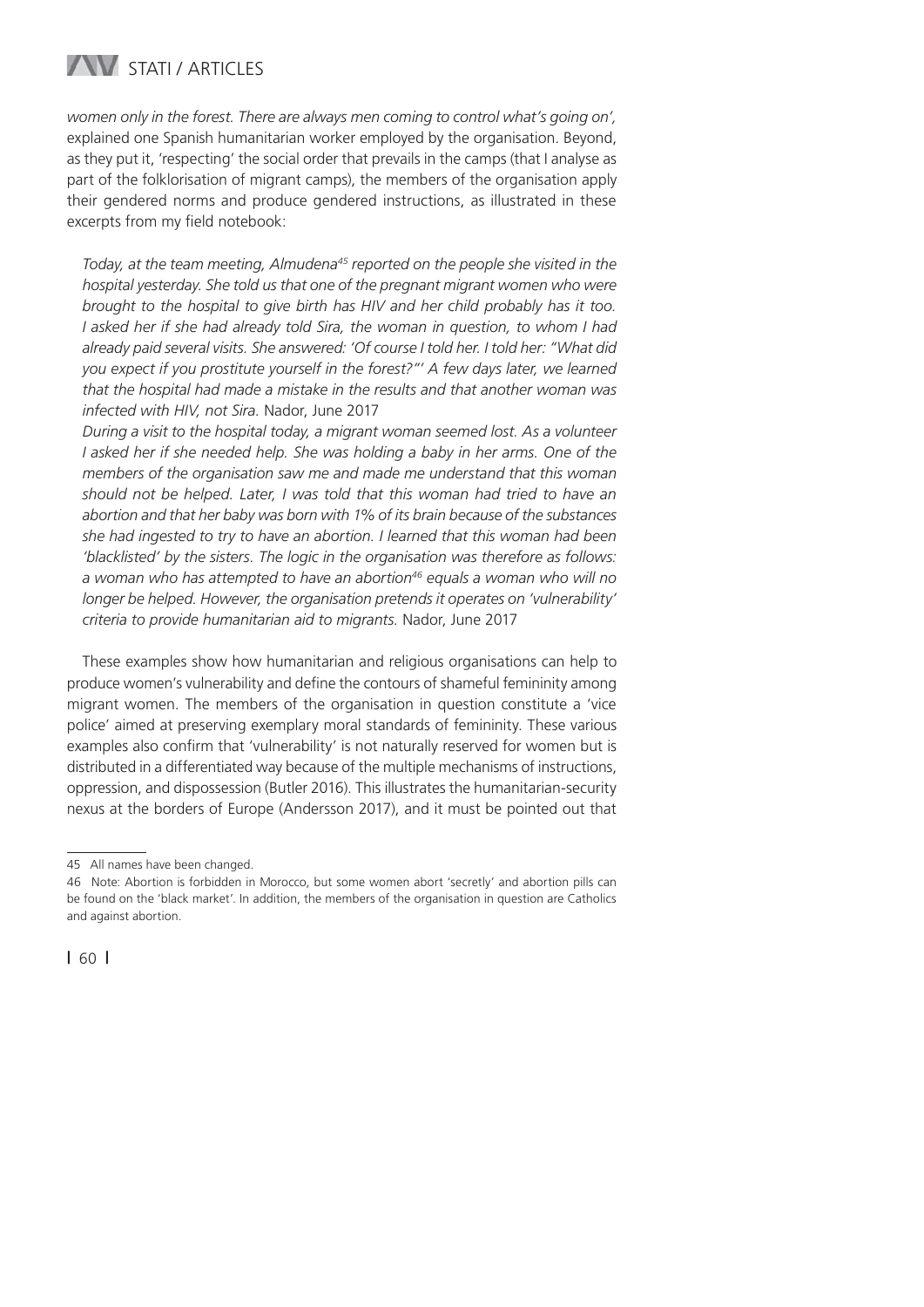*women only in the forest. There are always men coming to control what's going on',* explained one Spanish humanitarian worker employed by the organisation. Beyond, as they put it, 'respecting' the social order that prevails in the camps (that I analyse as part of the folklorisation of migrant camps), the members of the organisation apply their gendered norms and produce gendered instructions, as illustrated in these excerpts from my field notebook:

> *Today, at the team meeting, Almudena[45] reported on the people she visited in the hospital yesterday. She told us that one of the pregnant migrant women who were brought to the hospital to give birth has HIV and her child probably has it too. I asked her if she had already told Sira, the woman in question, to whom I had already paid several visits. She answered: 'Of course I told her. I told her: "What did you expect if you prostitute yourself in the forest?"' A few days later, we learned that the hospital had made a mistake in the results and that another woman was infected with HIV, not Sira.* Nador, June 2017
>
> *During a visit to the hospital today, a migrant woman seemed lost. As a volunteer I asked her if she needed help. She was holding a baby in her arms. One of the members of the organisation saw me and made me understand that this woman should not be helped. Later, I was told that this woman had tried to have an abortion and that her baby was born with 1% of its brain because of the substances she had ingested to try to have an abortion. I learned that this woman had been 'blacklisted' by the sisters. The logic in the organisation was therefore as follows: a woman who has attempted to have an abortion[46] equals a woman who will no longer be helped. However, the organisation pretends it operates on 'vulnerability' criteria to provide humanitarian aid to migrants.* Nador, June 2017

These examples show how humanitarian and religious organisations can help to produce women's vulnerability and define the contours of shameful femininity among migrant women. The members of the organisation in question constitute a 'vice police' aimed at preserving exemplary moral standards of femininity. These various examples also confirm that 'vulnerability' is not naturally reserved for women but is distributed in a differentiated way because of the multiple mechanisms of instructions, oppression, and dispossession (Butler 2016). This illustrates the humanitarian-security nexus at the borders of Europe (Andersson 2017), and it must be pointed out that

---

45 All names have been changed.

46 Note: Abortion is forbidden in Morocco, but some women abort 'secretly' and abortion pills can be found on the 'black market'. In addition, the members of the organisation in question are Catholics and against abortion.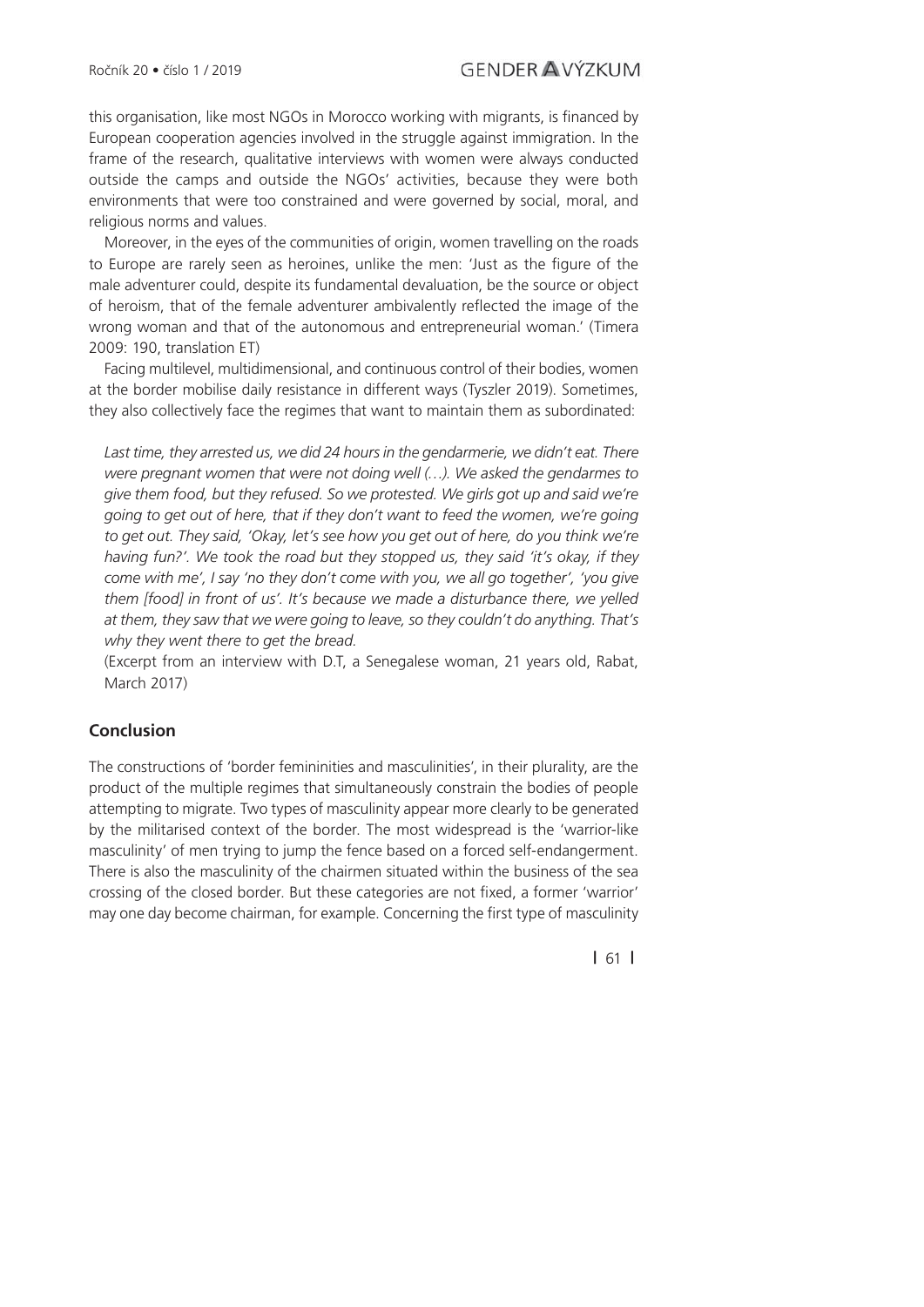this organisation, like most NGOs in Morocco working with migrants, is financed by European cooperation agencies involved in the struggle against immigration. In the frame of the research, qualitative interviews with women were always conducted outside the camps and outside the NGOs' activities, because they were both environments that were too constrained and were governed by social, moral, and religious norms and values.

Moreover, in the eyes of the communities of origin, women travelling on the roads to Europe are rarely seen as heroines, unlike the men: 'Just as the figure of the male adventurer could, despite its fundamental devaluation, be the source or object of heroism, that of the female adventurer ambivalently reflected the image of the wrong woman and that of the autonomous and entrepreneurial woman.' (Timera 2009: 190, translation ET)

Facing multilevel, multidimensional, and continuous control of their bodies, women at the border mobilise daily resistance in different ways (Tyszler 2019). Sometimes, they also collectively face the regimes that want to maintain them as subordinated:

> *Last time, they arrested us, we did 24 hours in the gendarmerie, we didn't eat. There were pregnant women that were not doing well (…). We asked the gendarmes to give them food, but they refused. So we protested. We girls got up and said we're going to get out of here, that if they don't want to feed the women, we're going to get out. They said, 'Okay, let's see how you get out of here, do you think we're having fun?'. We took the road but they stopped us, they said 'it's okay, if they come with me', I say 'no they don't come with you, we all go together', 'you give them [food] in front of us'. It's because we made a disturbance there, we yelled at them, they saw that we were going to leave, so they couldn't do anything. That's why they went there to get the bread.*
>
> (Excerpt from an interview with D.T, a Senegalese woman, 21 years old, Rabat, March 2017)

## Conclusion

The constructions of 'border femininities and masculinities', in their plurality, are the product of the multiple regimes that simultaneously constrain the bodies of people attempting to migrate. Two types of masculinity appear more clearly to be generated by the militarised context of the border. The most widespread is the 'warrior-like masculinity' of men trying to jump the fence based on a forced self-endangerment. There is also the masculinity of the chairmen situated within the business of the sea crossing of the closed border. But these categories are not fixed, a former 'warrior' may one day become chairman, for example. Concerning the first type of masculinity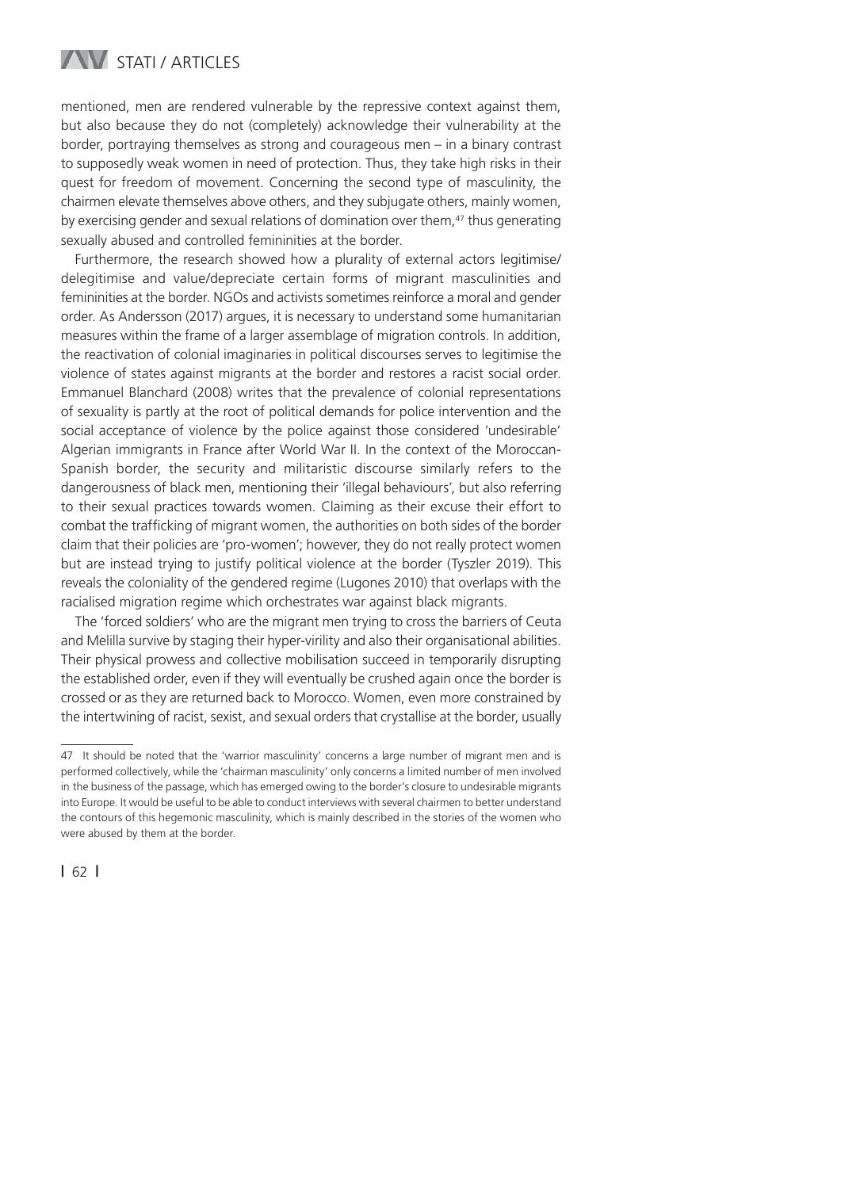mentioned, men are rendered vulnerable by the repressive context against them, but also because they do not (completely) acknowledge their vulnerability at the border, portraying themselves as strong and courageous men – in a binary contrast to supposedly weak women in need of protection. Thus, they take high risks in their quest for freedom of movement. Concerning the second type of masculinity, the chairmen elevate themselves above others, and they subjugate others, mainly women, by exercising gender and sexual relations of domination over them,[47] thus generating sexually abused and controlled femininities at the border.

Furthermore, the research showed how a plurality of external actors legitimise/delegitimise and value/depreciate certain forms of migrant masculinities and femininities at the border. NGOs and activists sometimes reinforce a moral and gender order. As Andersson (2017) argues, it is necessary to understand some humanitarian measures within the frame of a larger assemblage of migration controls. In addition, the reactivation of colonial imaginaries in political discourses serves to legitimise the violence of states against migrants at the border and restores a racist social order. Emmanuel Blanchard (2008) writes that the prevalence of colonial representations of sexuality is partly at the root of political demands for police intervention and the social acceptance of violence by the police against those considered 'undesirable' Algerian immigrants in France after World War II. In the context of the Moroccan-Spanish border, the security and militaristic discourse similarly refers to the dangerousness of black men, mentioning their 'illegal behaviours', but also referring to their sexual practices towards women. Claiming as their excuse their effort to combat the trafficking of migrant women, the authorities on both sides of the border claim that their policies are 'pro-women'; however, they do not really protect women but are instead trying to justify political violence at the border (Tyszler 2019). This reveals the coloniality of the gendered regime (Lugones 2010) that overlaps with the racialised migration regime which orchestrates war against black migrants.

The 'forced soldiers' who are the migrant men trying to cross the barriers of Ceuta and Melilla survive by staging their hyper-virility and also their organisational abilities. Their physical prowess and collective mobilisation succeed in temporarily disrupting the established order, even if they will eventually be crushed again once the border is crossed or as they are returned back to Morocco. Women, even more constrained by the intertwining of racist, sexist, and sexual orders that crystallise at the border, usually

---

47 It should be noted that the 'warrior masculinity' concerns a large number of migrant men and is performed collectively, while the 'chairman masculinity' only concerns a limited number of men involved in the business of the passage, which has emerged owing to the border's closure to undesirable migrants into Europe. It would be useful to be able to conduct interviews with several chairmen to better understand the contours of this hegemonic masculinity, which is mainly described in the stories of the women who were abused by them at the border.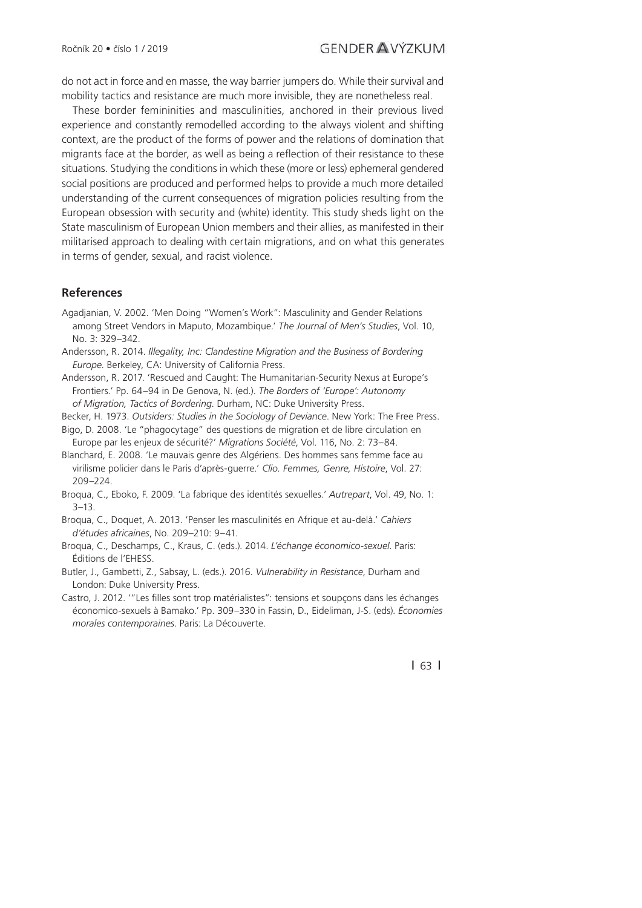do not act in force and en masse, the way barrier jumpers do. While their survival and mobility tactics and resistance are much more invisible, they are nonetheless real.

These border femininities and masculinities, anchored in their previous lived experience and constantly remodelled according to the always violent and shifting context, are the product of the forms of power and the relations of domination that migrants face at the border, as well as being a reflection of their resistance to these situations. Studying the conditions in which these (more or less) ephemeral gendered social positions are produced and performed helps to provide a much more detailed understanding of the current consequences of migration policies resulting from the European obsession with security and (white) identity. This study sheds light on the State masculinism of European Union members and their allies, as manifested in their militarised approach to dealing with certain migrations, and on what this generates in terms of gender, sexual, and racist violence.

## References

Agadjanian, V. 2002. 'Men Doing "Women's Work": Masculinity and Gender Relations among Street Vendors in Maputo, Mozambique.' *The Journal of Men's Studies*, Vol. 10, No. 3: 329–342.

Andersson, R. 2014. *Illegality, Inc: Clandestine Migration and the Business of Bordering Europe*. Berkeley, CA: University of California Press.

Andersson, R. 2017. 'Rescued and Caught: The Humanitarian-Security Nexus at Europe's Frontiers.' Pp. 64–94 in De Genova, N. (ed.). *The Borders of 'Europe': Autonomy of Migration, Tactics of Bordering*. Durham, NC: Duke University Press.

Becker, H. 1973. *Outsiders: Studies in the Sociology of Deviance*. New York: The Free Press.

Bigo, D. 2008. 'Le "phagocytage" des questions de migration et de libre circulation en Europe par les enjeux de sécurité?' *Migrations Société*, Vol. 116, No. 2: 73–84.

Blanchard, E. 2008. 'Le mauvais genre des Algériens. Des hommes sans femme face au virilisme policier dans le Paris d'après-guerre.' *Clio. Femmes, Genre, Histoire*, Vol. 27: 209–224.

Broqua, C., Eboko, F. 2009. 'La fabrique des identités sexuelles.' *Autrepart*, Vol. 49, No. 1: 3–13.

Broqua, C., Doquet, A. 2013. 'Penser les masculinités en Afrique et au-delà.' *Cahiers d'études africaines*, No. 209–210: 9–41.

Broqua, C., Deschamps, C., Kraus, C. (eds.). 2014. *L'échange économico-sexuel*. Paris: Éditions de l'EHESS.

Butler, J., Gambetti, Z., Sabsay, L. (eds.). 2016. *Vulnerability in Resistance*, Durham and London: Duke University Press.

Castro, J. 2012. '"Les filles sont trop matérialistes": tensions et soupçons dans les échanges économico-sexuels à Bamako.' Pp. 309–330 in Fassin, D., Eideliman, J-S. (eds). *Économies morales contemporaines*. Paris: La Découverte.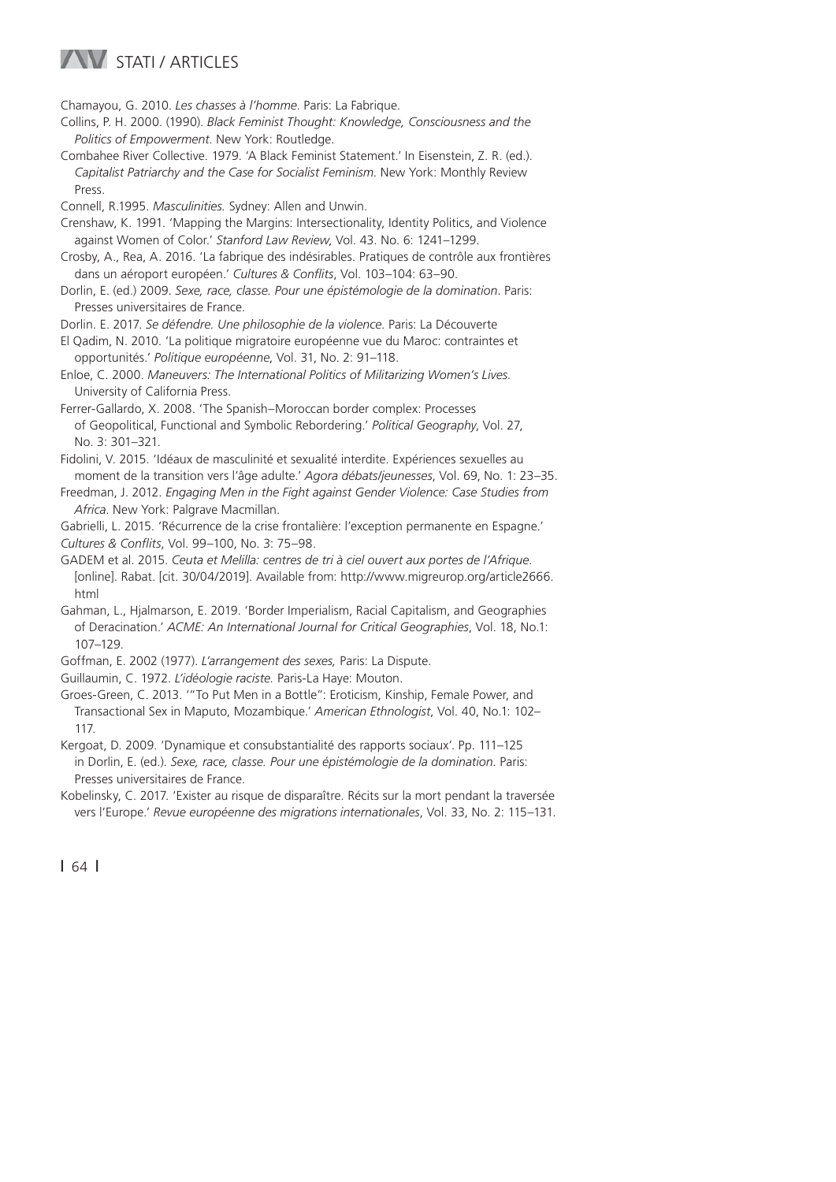Chamayou, G. 2010. *Les chasses à l'homme*. Paris: La Fabrique.

Collins, P. H. 2000. (1990). *Black Feminist Thought: Knowledge, Consciousness and the Politics of Empowerment*. New York: Routledge.

Combahee River Collective. 1979. 'A Black Feminist Statement.' In Eisenstein, Z. R. (ed.). *Capitalist Patriarchy and the Case for Socialist Feminism*. New York: Monthly Review Press.

Connell, R.1995. *Masculinities.* Sydney: Allen and Unwin.

Crenshaw, K. 1991. 'Mapping the Margins: Intersectionality, Identity Politics, and Violence against Women of Color.' *Stanford Law Review*, Vol. 43. No. 6: 1241–1299.

Crosby, A., Rea, A. 2016. 'La fabrique des indésirables. Pratiques de contrôle aux frontières dans un aéroport européen.' *Cultures & Conflits*, Vol. 103–104: 63–90.

Dorlin, E. (ed.) 2009. *Sexe, race, classe. Pour une épistémologie de la domination*. Paris: Presses universitaires de France.

Dorlin. E. 2017. *Se défendre. Une philosophie de la violence*. Paris: La Découverte

El Qadim, N. 2010. 'La politique migratoire européenne vue du Maroc: contraintes et opportunités.' *Politique européenne*, Vol. 31, No. 2: 91–118.

Enloe, C. 2000. *Maneuvers: The International Politics of Militarizing Women's Lives*. University of California Press.

Ferrer-Gallardo, X. 2008. 'The Spanish–Moroccan border complex: Processes of Geopolitical, Functional and Symbolic Rebordering.' *Political Geography*, Vol. 27, No. 3: 301–321.

Fidolini, V. 2015. 'Idéaux de masculinité et sexualité interdite. Expériences sexuelles au moment de la transition vers l'âge adulte.' *Agora débats/jeunesses*, Vol. 69, No. 1: 23–35.

Freedman, J. 2012. *Engaging Men in the Fight against Gender Violence: Case Studies from Africa*. New York: Palgrave Macmillan.

Gabrielli, L. 2015. 'Récurrence de la crise frontalière: l'exception permanente en Espagne.' *Cultures & Conflits*, Vol. 99–100, No. 3: 75–98.

GADEM et al. 2015. *Ceuta et Melilla: centres de tri à ciel ouvert aux portes de l'Afrique*. [online]. Rabat. [cit. 30/04/2019]. Available from: http://www.migreurop.org/article2666.html

Gahman, L., Hjalmarson, E. 2019. 'Border Imperialism, Racial Capitalism, and Geographies of Deracination.' *ACME: An International Journal for Critical Geographies*, Vol. 18, No.1: 107–129.

Goffman, E. 2002 (1977). *L'arrangement des sexes,* Paris: La Dispute.

Guillaumin, C. 1972. *L'idéologie raciste.* Paris-La Haye: Mouton.

Groes-Green, C. 2013. '"To Put Men in a Bottle": Eroticism, Kinship, Female Power, and Transactional Sex in Maputo, Mozambique.' *American Ethnologist*, Vol. 40, No.1: 102–117.

Kergoat, D. 2009. 'Dynamique et consubstantialité des rapports sociaux'. Pp. 111–125 in Dorlin, E. (ed.). *Sexe, race, classe. Pour une épistémologie de la domination*. Paris: Presses universitaires de France.

Kobelinsky, C. 2017. 'Exister au risque de disparaître. Récits sur la mort pendant la traversée vers l'Europe.' *Revue européenne des migrations internationales*, Vol. 33, No. 2: 115–131.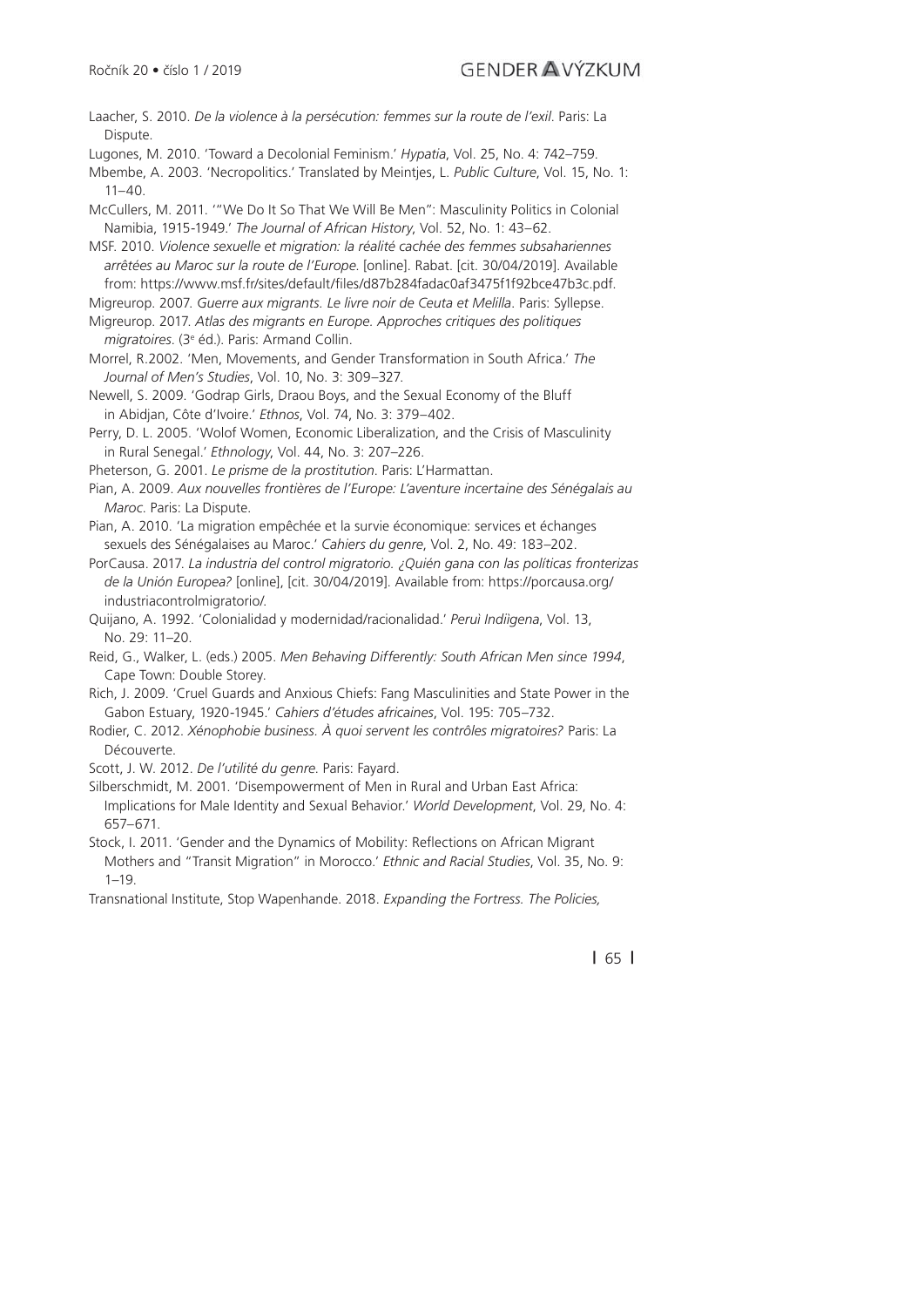Laacher, S. 2010. *De la violence à la persécution: femmes sur la route de l'exil*. Paris: La Dispute.

Lugones, M. 2010. 'Toward a Decolonial Feminism.' *Hypatia*, Vol. 25, No. 4: 742–759.

Mbembe, A. 2003. 'Necropolitics.' Translated by Meintjes, L. *Public Culture*, Vol. 15, No. 1: 11–40.

McCullers, M. 2011. '"We Do It So That We Will Be Men": Masculinity Politics in Colonial Namibia, 1915-1949.' *The Journal of African History*, Vol. 52, No. 1: 43–62.

MSF. 2010. *Violence sexuelle et migration: la réalité cachée des femmes subsahariennes arrêtées au Maroc sur la route de l'Europe.* [online]. Rabat. [cit. 30/04/2019]. Available from: https://www.msf.fr/sites/default/files/d87b284fadac0af3475f1f92bce47b3c.pdf.

Migreurop. 2007. *Guerre aux migrants. Le livre noir de Ceuta et Melilla*. Paris: Syllepse.

Migreurop. 2017. *Atlas des migrants en Europe. Approches critiques des politiques migratoires*. (3e éd.). Paris: Armand Collin.

Morrel, R.2002. 'Men, Movements, and Gender Transformation in South Africa.' *The Journal of Men's Studies*, Vol. 10, No. 3: 309–327.

Newell, S. 2009. 'Godrap Girls, Draou Boys, and the Sexual Economy of the Bluff in Abidjan, Côte d'Ivoire.' *Ethnos*, Vol. 74, No. 3: 379–402.

Perry, D. L. 2005. 'Wolof Women, Economic Liberalization, and the Crisis of Masculinity in Rural Senegal.' *Ethnology*, Vol. 44, No. 3: 207–226.

Pheterson, G. 2001. *Le prisme de la prostitution*. Paris: L'Harmattan.

Pian, A. 2009. *Aux nouvelles frontières de l'Europe: L'aventure incertaine des Sénégalais au Maroc*. Paris: La Dispute.

Pian, A. 2010. 'La migration empêchée et la survie économique: services et échanges sexuels des Sénégalaises au Maroc.' *Cahiers du genre*, Vol. 2, No. 49: 183–202.

PorCausa. 2017. *La industria del control migratorio. ¿Quién gana con las políticas fronterizas de la Unión Europea?* [online], [cit. 30/04/2019]. Available from: https://porcausa.org/industriacontrolmigratorio/.

Quijano, A. 1992. 'Colonialidad y modernidad/racionalidad.' *Perú Indiígena*, Vol. 13, No. 29: 11–20.

Reid, G., Walker, L. (eds.) 2005. *Men Behaving Differently: South African Men since 1994*, Cape Town: Double Storey.

Rich, J. 2009. 'Cruel Guards and Anxious Chiefs: Fang Masculinities and State Power in the Gabon Estuary, 1920-1945.' *Cahiers d'études africaines*, Vol. 195: 705–732.

Rodier, C. 2012. *Xénophobie business. À quoi servent les contrôles migratoires?* Paris: La Découverte.

Scott, J. W. 2012. *De l'utilité du genre*. Paris: Fayard.

Silberschmidt, M. 2001. 'Disempowerment of Men in Rural and Urban East Africa: Implications for Male Identity and Sexual Behavior.' *World Development*, Vol. 29, No. 4: 657–671.

Stock, I. 2011. 'Gender and the Dynamics of Mobility: Reflections on African Migrant Mothers and "Transit Migration" in Morocco.' *Ethnic and Racial Studies*, Vol. 35, No. 9: 1–19.

Transnational Institute, Stop Wapenhande. 2018. *Expanding the Fortress. The Policies,*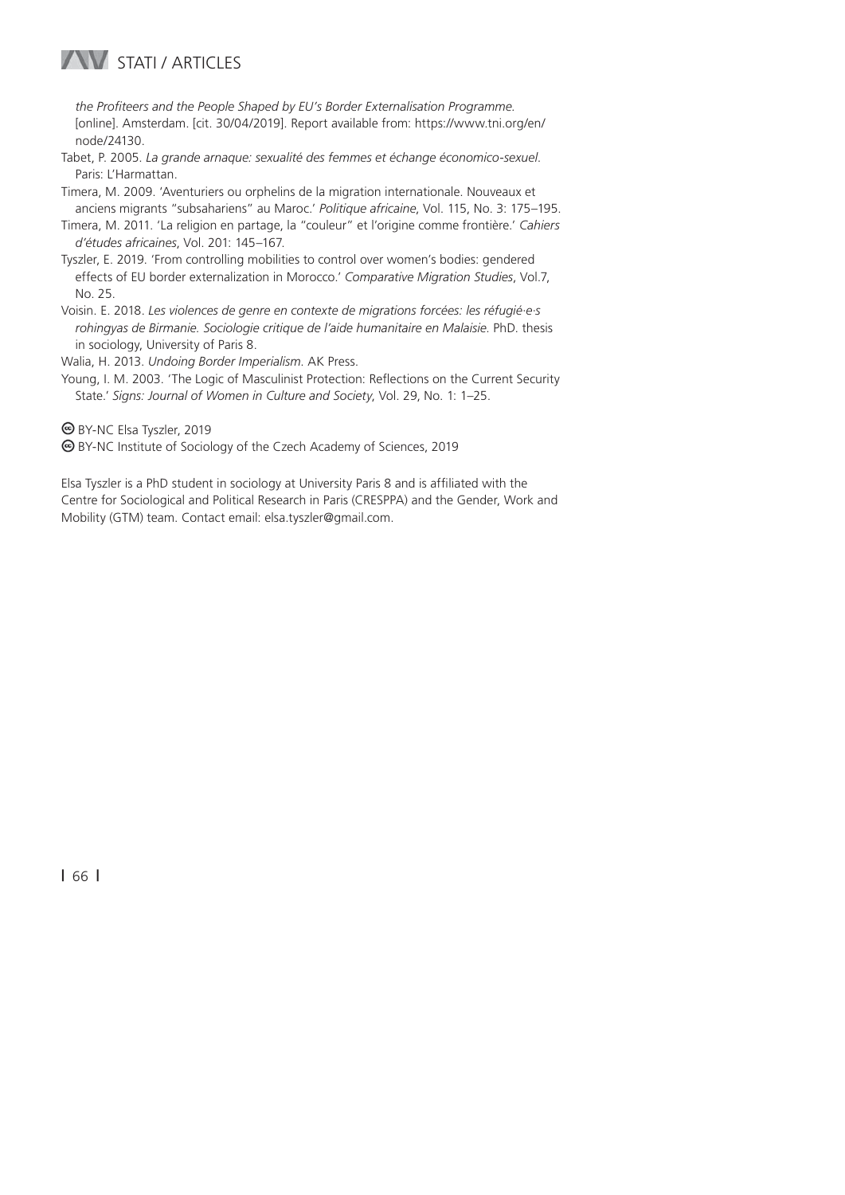*the Profiteers and the People Shaped by EU's Border Externalisation Programme.* [online]. Amsterdam. [cit. 30/04/2019]. Report available from: https://www.tni.org/en/node/24130.

Tabet, P. 2005. *La grande arnaque: sexualité des femmes et échange économico-sexuel*. Paris: L'Harmattan.

Timera, M. 2009. 'Aventuriers ou orphelins de la migration internationale. Nouveaux et anciens migrants "subsahariens" au Maroc.' *Politique africaine*, Vol. 115, No. 3: 175–195.

Timera, M. 2011. 'La religion en partage, la "couleur" et l'origine comme frontière.' *Cahiers d'études africaines*, Vol. 201: 145–167.

Tyszler, E. 2019. 'From controlling mobilities to control over women's bodies: gendered effects of EU border externalization in Morocco.' *Comparative Migration Studies*, Vol.7, No. 25.

Voisin. E. 2018. *Les violences de genre en contexte de migrations forcées: les réfugié·e·s rohingyas de Birmanie. Sociologie critique de l'aide humanitaire en Malaisie.* PhD. thesis in sociology, University of Paris 8.

Walia, H. 2013. *Undoing Border Imperialism*. AK Press.

Young, I. M. 2003. 'The Logic of Masculinist Protection: Reflections on the Current Security State.' *Signs: Journal of Women in Culture and Society*, Vol. 29, No. 1: 1–25.

🅭 BY-NC Elsa Tyszler, 2019

🅭 BY-NC Institute of Sociology of the Czech Academy of Sciences, 2019

Elsa Tyszler is a PhD student in sociology at University Paris 8 and is affiliated with the Centre for Sociological and Political Research in Paris (CRESPPA) and the Gender, Work and Mobility (GTM) team. Contact email: elsa.tyszler@gmail.com.